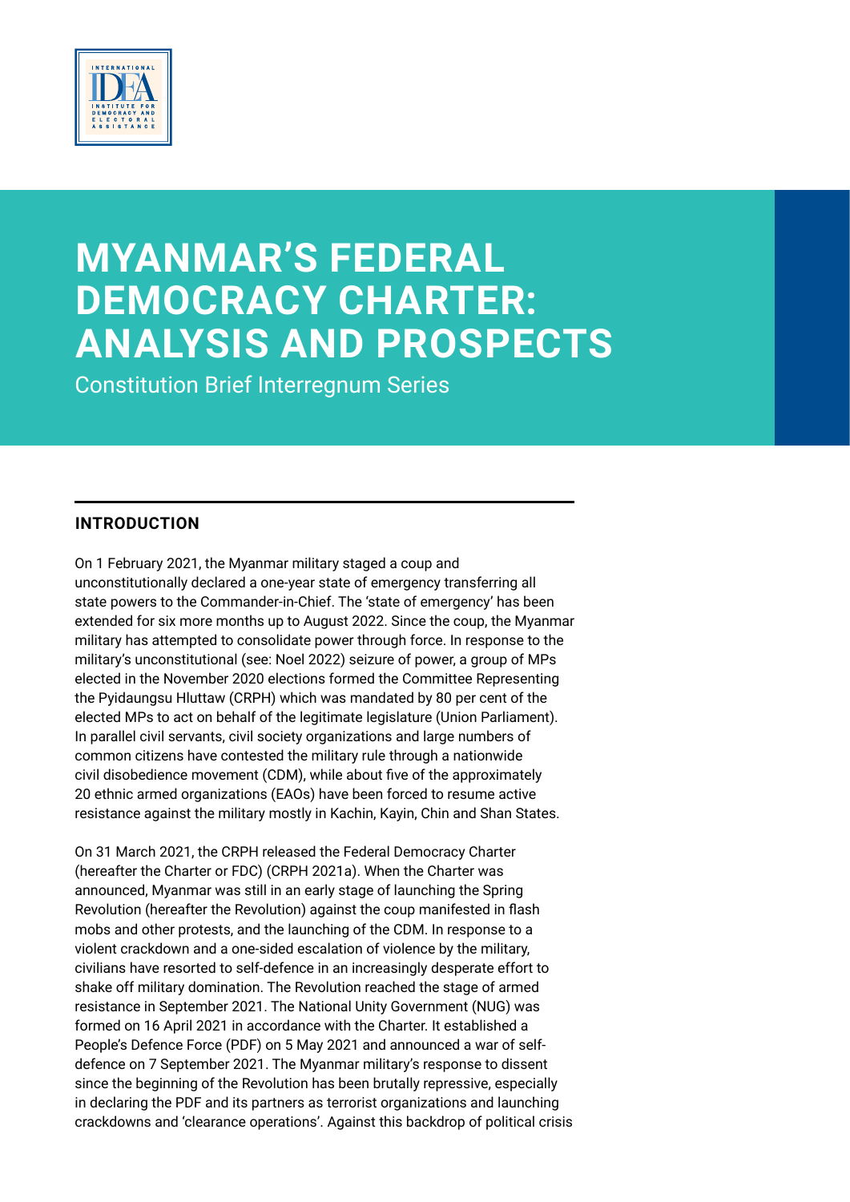# MYANMAR'S FEDERAL DEMOCRACY CHARTER: ANALYSIS AND PROSPECTS

Constitution Brief Interregnum Series

## INTRODUCTION

On 1 February 2021, the Myanmar military staged a coup and unconstitutionally declared a one-year state of emergency transferring all state powers to the Commander-in-Chief. The 'state of emergency' has been extended for six more months up to August 2022. Since the coup, the Myanmar military has attempted to consolidate power through force. In response to the military's unconstitutional (see: Noel 2022) seizure of power, a group of MPs elected in the November 2020 elections formed the Committee Representing the Pyidaungsu Hluttaw (CRPH) which was mandated by 80 per cent of the elected MPs to act on behalf of the legitimate legislature (Union Parliament). In parallel civil servants, civil society organizations and large numbers of common citizens have contested the military rule through a nationwide civil disobedience movement (CDM), while about five of the approximately 20 ethnic armed organizations (EAOs) have been forced to resume active resistance against the military mostly in Kachin, Kayin, Chin and Shan States.

On 31 March 2021, the CRPH released the Federal Democracy Charter (hereafter the Charter or FDC) (CRPH 2021a). When the Charter was announced, Myanmar was still in an early stage of launching the Spring Revolution (hereafter the Revolution) against the coup manifested in flash mobs and other protests, and the launching of the CDM. In response to a violent crackdown and a one-sided escalation of violence by the military, civilians have resorted to self-defence in an increasingly desperate effort to shake off military domination. The Revolution reached the stage of armed resistance in September 2021. The National Unity Government (NUG) was formed on 16 April 2021 in accordance with the Charter. It established a People's Defence Force (PDF) on 5 May 2021 and announced a war of self-defence on 7 September 2021. The Myanmar military's response to dissent since the beginning of the Revolution has been brutally repressive, especially in declaring the PDF and its partners as terrorist organizations and launching crackdowns and 'clearance operations'. Against this backdrop of political crisis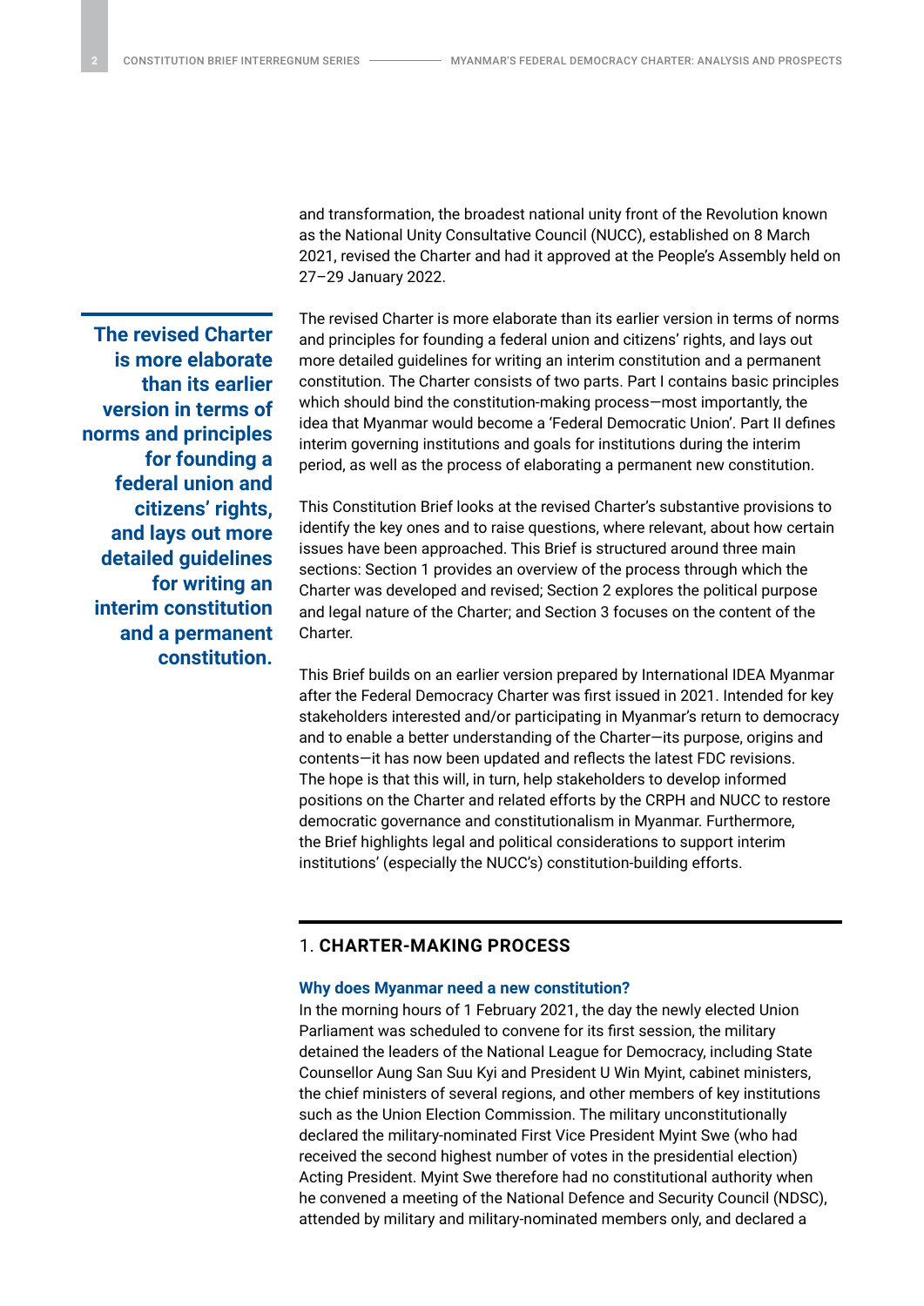and transformation, the broadest national unity front of the Revolution known as the National Unity Consultative Council (NUCC), established on 8 March 2021, revised the Charter and had it approved at the People's Assembly held on 27–29 January 2022.

> **The revised Charter is more elaborate than its earlier version in terms of norms and principles for founding a federal union and citizens' rights, and lays out more detailed guidelines for writing an interim constitution and a permanent constitution.**

The revised Charter is more elaborate than its earlier version in terms of norms and principles for founding a federal union and citizens' rights, and lays out more detailed guidelines for writing an interim constitution and a permanent constitution. The Charter consists of two parts. Part I contains basic principles which should bind the constitution-making process—most importantly, the idea that Myanmar would become a 'Federal Democratic Union'. Part II defines interim governing institutions and goals for institutions during the interim period, as well as the process of elaborating a permanent new constitution.

This Constitution Brief looks at the revised Charter's substantive provisions to identify the key ones and to raise questions, where relevant, about how certain issues have been approached. This Brief is structured around three main sections: Section 1 provides an overview of the process through which the Charter was developed and revised; Section 2 explores the political purpose and legal nature of the Charter; and Section 3 focuses on the content of the Charter.

This Brief builds on an earlier version prepared by International IDEA Myanmar after the Federal Democracy Charter was first issued in 2021. Intended for key stakeholders interested and/or participating in Myanmar's return to democracy and to enable a better understanding of the Charter—its purpose, origins and contents—it has now been updated and reflects the latest FDC revisions. The hope is that this will, in turn, help stakeholders to develop informed positions on the Charter and related efforts by the CRPH and NUCC to restore democratic governance and constitutionalism in Myanmar. Furthermore, the Brief highlights legal and political considerations to support interim institutions' (especially the NUCC's) constitution-building efforts.

## 1. CHARTER-MAKING PROCESS

### Why does Myanmar need a new constitution?

In the morning hours of 1 February 2021, the day the newly elected Union Parliament was scheduled to convene for its first session, the military detained the leaders of the National League for Democracy, including State Counsellor Aung San Suu Kyi and President U Win Myint, cabinet ministers, the chief ministers of several regions, and other members of key institutions such as the Union Election Commission. The military unconstitutionally declared the military-nominated First Vice President Myint Swe (who had received the second highest number of votes in the presidential election) Acting President. Myint Swe therefore had no constitutional authority when he convened a meeting of the National Defence and Security Council (NDSC), attended by military and military-nominated members only, and declared a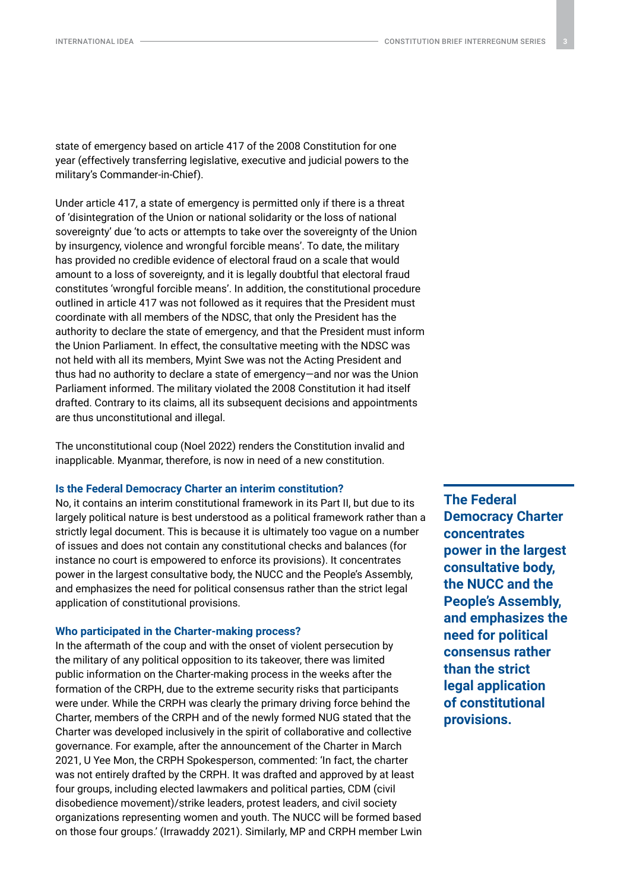state of emergency based on article 417 of the 2008 Constitution for one year (effectively transferring legislative, executive and judicial powers to the military's Commander-in-Chief).

Under article 417, a state of emergency is permitted only if there is a threat of 'disintegration of the Union or national solidarity or the loss of national sovereignty' due 'to acts or attempts to take over the sovereignty of the Union by insurgency, violence and wrongful forcible means'. To date, the military has provided no credible evidence of electoral fraud on a scale that would amount to a loss of sovereignty, and it is legally doubtful that electoral fraud constitutes 'wrongful forcible means'. In addition, the constitutional procedure outlined in article 417 was not followed as it requires that the President must coordinate with all members of the NDSC, that only the President has the authority to declare the state of emergency, and that the President must inform the Union Parliament. In effect, the consultative meeting with the NDSC was not held with all its members, Myint Swe was not the Acting President and thus had no authority to declare a state of emergency—and nor was the Union Parliament informed. The military violated the 2008 Constitution it had itself drafted. Contrary to its claims, all its subsequent decisions and appointments are thus unconstitutional and illegal.

The unconstitutional coup (Noel 2022) renders the Constitution invalid and inapplicable. Myanmar, therefore, is now in need of a new constitution.

### Is the Federal Democracy Charter an interim constitution?

No, it contains an interim constitutional framework in its Part II, but due to its largely political nature is best understood as a political framework rather than a strictly legal document. This is because it is ultimately too vague on a number of issues and does not contain any constitutional checks and balances (for instance no court is empowered to enforce its provisions). It concentrates power in the largest consultative body, the NUCC and the People's Assembly, and emphasizes the need for political consensus rather than the strict legal application of constitutional provisions.

**The Federal Democracy Charter concentrates power in the largest consultative body, the NUCC and the People's Assembly, and emphasizes the need for political consensus rather than the strict legal application of constitutional provisions.**

### Who participated in the Charter-making process?

In the aftermath of the coup and with the onset of violent persecution by the military of any political opposition to its takeover, there was limited public information on the Charter-making process in the weeks after the formation of the CRPH, due to the extreme security risks that participants were under. While the CRPH was clearly the primary driving force behind the Charter, members of the CRPH and of the newly formed NUG stated that the Charter was developed inclusively in the spirit of collaborative and collective governance. For example, after the announcement of the Charter in March 2021, U Yee Mon, the CRPH Spokesperson, commented: 'In fact, the charter was not entirely drafted by the CRPH. It was drafted and approved by at least four groups, including elected lawmakers and political parties, CDM (civil disobedience movement)/strike leaders, protest leaders, and civil society organizations representing women and youth. The NUCC will be formed based on those four groups.' (Irrawaddy 2021). Similarly, MP and CRPH member Lwin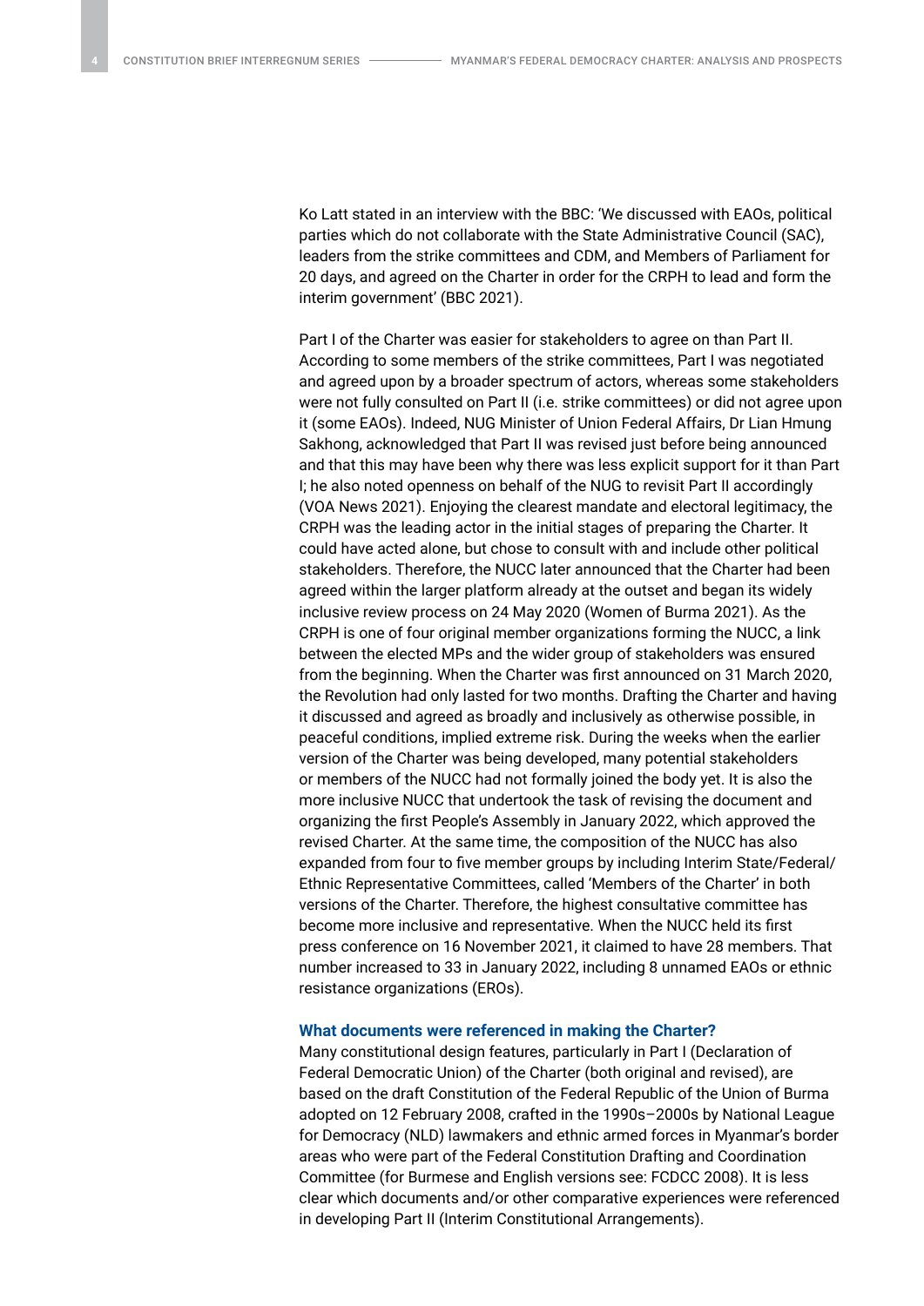Ko Latt stated in an interview with the BBC: 'We discussed with EAOs, political parties which do not collaborate with the State Administrative Council (SAC), leaders from the strike committees and CDM, and Members of Parliament for 20 days, and agreed on the Charter in order for the CRPH to lead and form the interim government' (BBC 2021).

Part I of the Charter was easier for stakeholders to agree on than Part II. According to some members of the strike committees, Part I was negotiated and agreed upon by a broader spectrum of actors, whereas some stakeholders were not fully consulted on Part II (i.e. strike committees) or did not agree upon it (some EAOs). Indeed, NUG Minister of Union Federal Affairs, Dr Lian Hmung Sakhong, acknowledged that Part II was revised just before being announced and that this may have been why there was less explicit support for it than Part I; he also noted openness on behalf of the NUG to revisit Part II accordingly (VOA News 2021). Enjoying the clearest mandate and electoral legitimacy, the CRPH was the leading actor in the initial stages of preparing the Charter. It could have acted alone, but chose to consult with and include other political stakeholders. Therefore, the NUCC later announced that the Charter had been agreed within the larger platform already at the outset and began its widely inclusive review process on 24 May 2020 (Women of Burma 2021). As the CRPH is one of four original member organizations forming the NUCC, a link between the elected MPs and the wider group of stakeholders was ensured from the beginning. When the Charter was first announced on 31 March 2020, the Revolution had only lasted for two months. Drafting the Charter and having it discussed and agreed as broadly and inclusively as otherwise possible, in peaceful conditions, implied extreme risk. During the weeks when the earlier version of the Charter was being developed, many potential stakeholders or members of the NUCC had not formally joined the body yet. It is also the more inclusive NUCC that undertook the task of revising the document and organizing the first People's Assembly in January 2022, which approved the revised Charter. At the same time, the composition of the NUCC has also expanded from four to five member groups by including Interim State/Federal/Ethnic Representative Committees, called 'Members of the Charter' in both versions of the Charter. Therefore, the highest consultative committee has become more inclusive and representative. When the NUCC held its first press conference on 16 November 2021, it claimed to have 28 members. That number increased to 33 in January 2022, including 8 unnamed EAOs or ethnic resistance organizations (EROs).

### What documents were referenced in making the Charter?

Many constitutional design features, particularly in Part I (Declaration of Federal Democratic Union) of the Charter (both original and revised), are based on the draft Constitution of the Federal Republic of the Union of Burma adopted on 12 February 2008, crafted in the 1990s–2000s by National League for Democracy (NLD) lawmakers and ethnic armed forces in Myanmar's border areas who were part of the Federal Constitution Drafting and Coordination Committee (for Burmese and English versions see: FCDCC 2008). It is less clear which documents and/or other comparative experiences were referenced in developing Part II (Interim Constitutional Arrangements).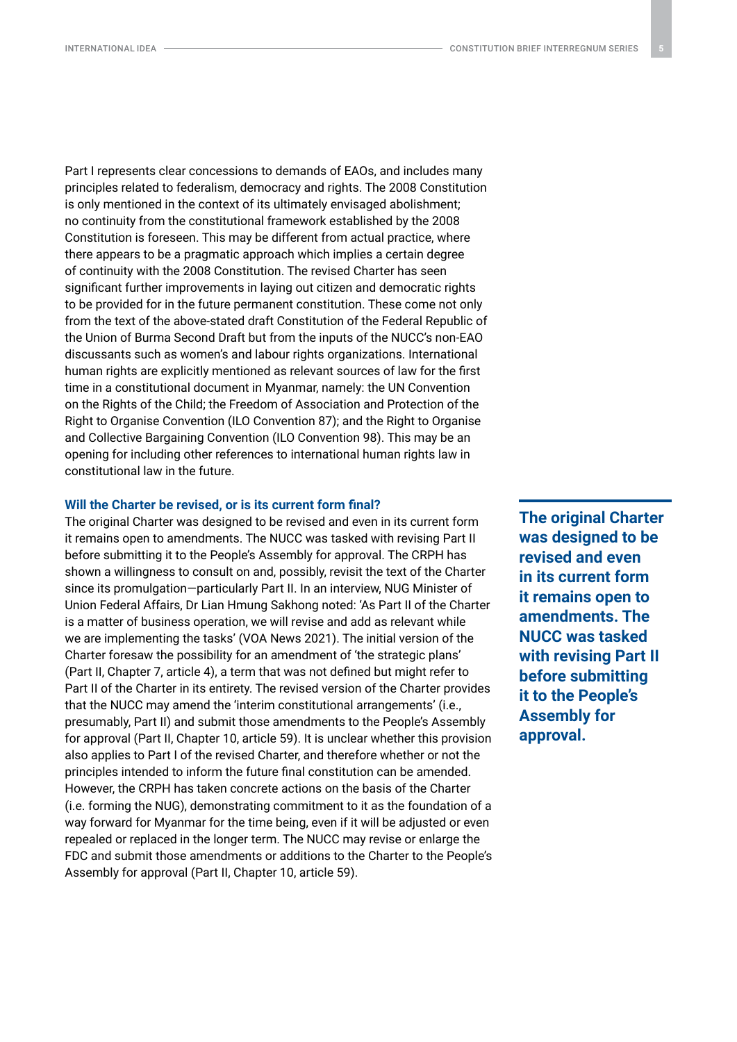Part I represents clear concessions to demands of EAOs, and includes many principles related to federalism, democracy and rights. The 2008 Constitution is only mentioned in the context of its ultimately envisaged abolishment; no continuity from the constitutional framework established by the 2008 Constitution is foreseen. This may be different from actual practice, where there appears to be a pragmatic approach which implies a certain degree of continuity with the 2008 Constitution. The revised Charter has seen significant further improvements in laying out citizen and democratic rights to be provided for in the future permanent constitution. These come not only from the text of the above-stated draft Constitution of the Federal Republic of the Union of Burma Second Draft but from the inputs of the NUCC's non-EAO discussants such as women's and labour rights organizations. International human rights are explicitly mentioned as relevant sources of law for the first time in a constitutional document in Myanmar, namely: the UN Convention on the Rights of the Child; the Freedom of Association and Protection of the Right to Organise Convention (ILO Convention 87); and the Right to Organise and Collective Bargaining Convention (ILO Convention 98). This may be an opening for including other references to international human rights law in constitutional law in the future.

### Will the Charter be revised, or is its current form final?

The original Charter was designed to be revised and even in its current form it remains open to amendments. The NUCC was tasked with revising Part II before submitting it to the People's Assembly for approval. The CRPH has shown a willingness to consult on and, possibly, revisit the text of the Charter since its promulgation—particularly Part II. In an interview, NUG Minister of Union Federal Affairs, Dr Lian Hmung Sakhong noted: 'As Part II of the Charter is a matter of business operation, we will revise and add as relevant while we are implementing the tasks' (VOA News 2021). The initial version of the Charter foresaw the possibility for an amendment of 'the strategic plans' (Part II, Chapter 7, article 4), a term that was not defined but might refer to Part II of the Charter in its entirety. The revised version of the Charter provides that the NUCC may amend the 'interim constitutional arrangements' (i.e., presumably, Part II) and submit those amendments to the People's Assembly for approval (Part II, Chapter 10, article 59). It is unclear whether this provision also applies to Part I of the revised Charter, and therefore whether or not the principles intended to inform the future final constitution can be amended. However, the CRPH has taken concrete actions on the basis of the Charter (i.e. forming the NUG), demonstrating commitment to it as the foundation of a way forward for Myanmar for the time being, even if it will be adjusted or even repealed or replaced in the longer term. The NUCC may revise or enlarge the FDC and submit those amendments or additions to the Charter to the People's Assembly for approval (Part II, Chapter 10, article 59).

**The original Charter was designed to be revised and even in its current form it remains open to amendments. The NUCC was tasked with revising Part II before submitting it to the People's Assembly for approval.**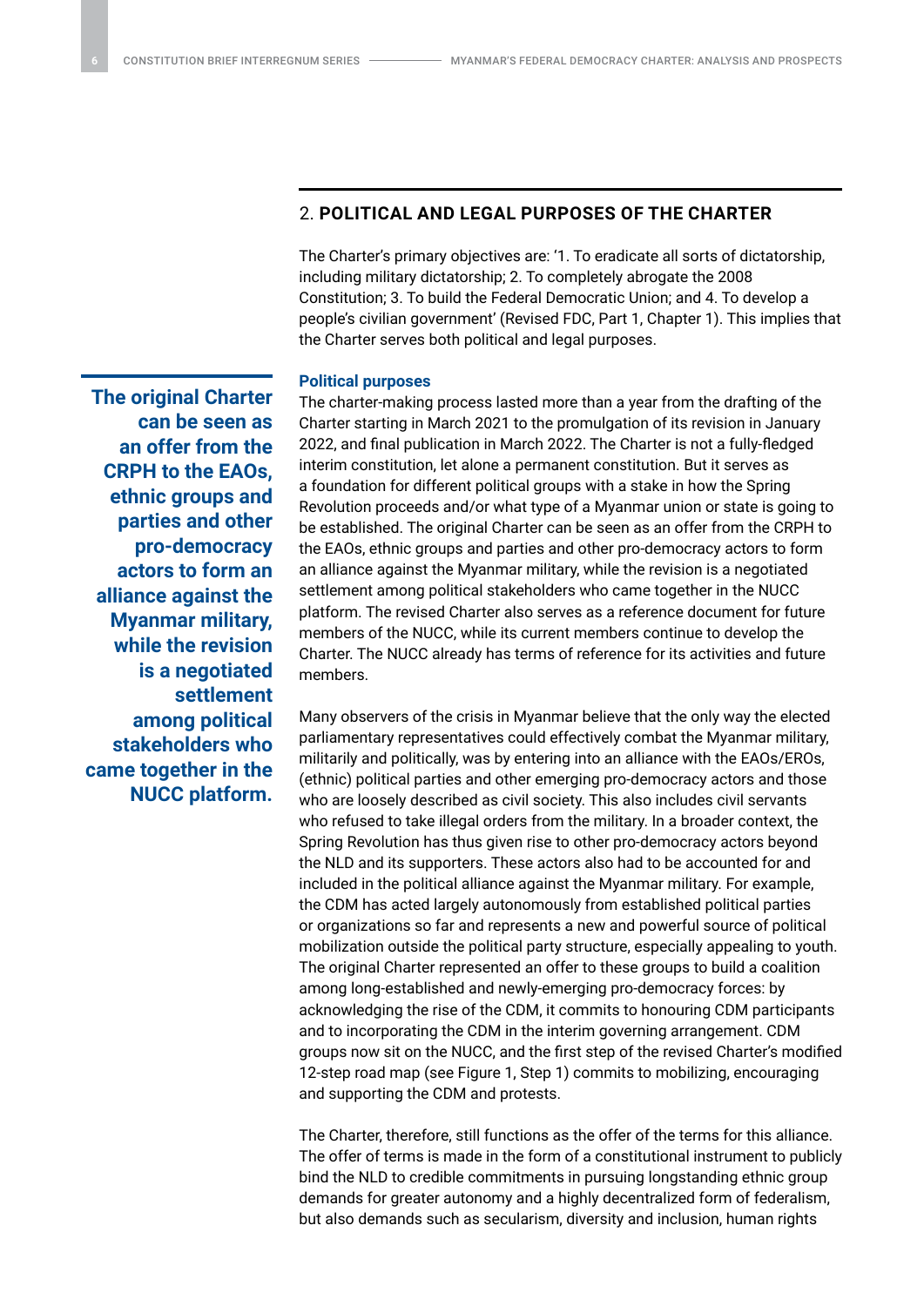## 2. **POLITICAL AND LEGAL PURPOSES OF THE CHARTER**

The Charter's primary objectives are: '1. To eradicate all sorts of dictatorship, including military dictatorship; 2. To completely abrogate the 2008 Constitution; 3. To build the Federal Democratic Union; and 4. To develop a people's civilian government' (Revised FDC, Part 1, Chapter 1). This implies that the Charter serves both political and legal purposes.

### Political purposes

The charter-making process lasted more than a year from the drafting of the Charter starting in March 2021 to the promulgation of its revision in January 2022, and final publication in March 2022. The Charter is not a fully-fledged interim constitution, let alone a permanent constitution. But it serves as a foundation for different political groups with a stake in how the Spring Revolution proceeds and/or what type of a Myanmar union or state is going to be established. The original Charter can be seen as an offer from the CRPH to the EAOs, ethnic groups and parties and other pro-democracy actors to form an alliance against the Myanmar military, while the revision is a negotiated settlement among political stakeholders who came together in the NUCC platform. The revised Charter also serves as a reference document for future members of the NUCC, while its current members continue to develop the Charter. The NUCC already has terms of reference for its activities and future members.

**The original Charter can be seen as an offer from the CRPH to the EAOs, ethnic groups and parties and other pro-democracy actors to form an alliance against the Myanmar military, while the revision is a negotiated settlement among political stakeholders who came together in the NUCC platform.**

Many observers of the crisis in Myanmar believe that the only way the elected parliamentary representatives could effectively combat the Myanmar military, militarily and politically, was by entering into an alliance with the EAOs/EROs, (ethnic) political parties and other emerging pro-democracy actors and those who are loosely described as civil society. This also includes civil servants who refused to take illegal orders from the military. In a broader context, the Spring Revolution has thus given rise to other pro-democracy actors beyond the NLD and its supporters. These actors also had to be accounted for and included in the political alliance against the Myanmar military. For example, the CDM has acted largely autonomously from established political parties or organizations so far and represents a new and powerful source of political mobilization outside the political party structure, especially appealing to youth. The original Charter represented an offer to these groups to build a coalition among long-established and newly-emerging pro-democracy forces: by acknowledging the rise of the CDM, it commits to honouring CDM participants and to incorporating the CDM in the interim governing arrangement. CDM groups now sit on the NUCC, and the first step of the revised Charter's modified 12-step road map (see Figure 1, Step 1) commits to mobilizing, encouraging and supporting the CDM and protests.

The Charter, therefore, still functions as the offer of the terms for this alliance. The offer of terms is made in the form of a constitutional instrument to publicly bind the NLD to credible commitments in pursuing longstanding ethnic group demands for greater autonomy and a highly decentralized form of federalism, but also demands such as secularism, diversity and inclusion, human rights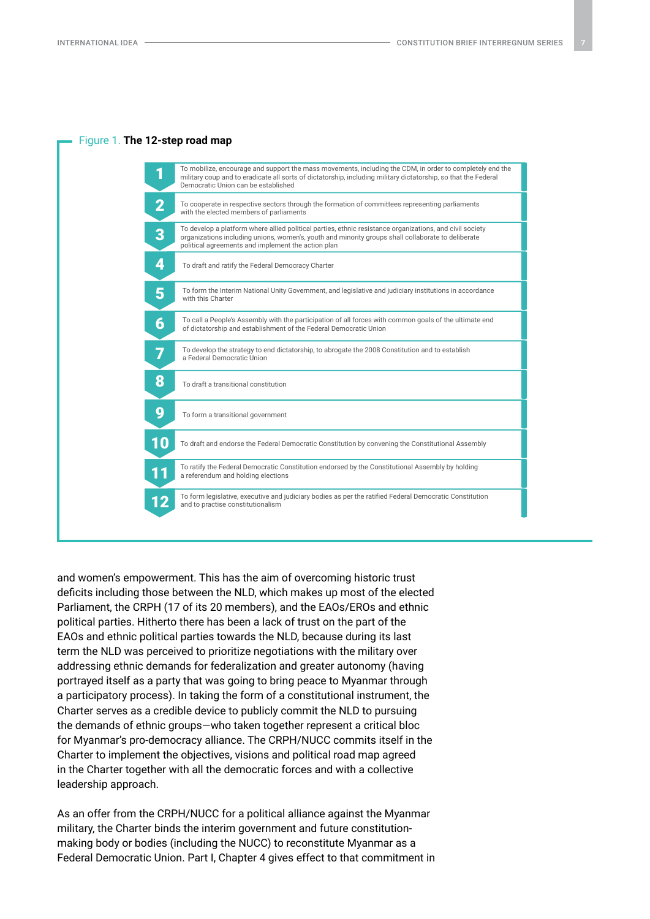Figure 1. **The 12-step road map**

| Step | Description |
|---|---|
| 1 | To mobilize, encourage and support the mass movements, including the CDM, in order to completely end the military coup and to eradicate all sorts of dictatorship, including military dictatorship, so that the Federal Democratic Union can be established |
| 2 | To cooperate in respective sectors through the formation of committees representing parliaments with the elected members of parliaments |
| 3 | To develop a platform where allied political parties, ethnic resistance organizations, and civil society organizations including unions, women's, youth and minority groups shall collaborate to deliberate political agreements and implement the action plan |
| 4 | To draft and ratify the Federal Democracy Charter |
| 5 | To form the Interim National Unity Government, and legislative and judiciary institutions in accordance with this Charter |
| 6 | To call a People's Assembly with the participation of all forces with common goals of the ultimate end of dictatorship and establishment of the Federal Democratic Union |
| 7 | To develop the strategy to end dictatorship, to abrogate the 2008 Constitution and to establish a Federal Democratic Union |
| 8 | To draft a transitional constitution |
| 9 | To form a transitional government |
| 10 | To draft and endorse the Federal Democratic Constitution by convening the Constitutional Assembly |
| 11 | To ratify the Federal Democratic Constitution endorsed by the Constitutional Assembly by holding a referendum and holding elections |
| 12 | To form legislative, executive and judiciary bodies as per the ratified Federal Democratic Constitution and to practise constitutionalism |

and women's empowerment. This has the aim of overcoming historic trust deficits including those between the NLD, which makes up most of the elected Parliament, the CRPH (17 of its 20 members), and the EAOs/EROs and ethnic political parties. Hitherto there has been a lack of trust on the part of the EAOs and ethnic political parties towards the NLD, because during its last term the NLD was perceived to prioritize negotiations with the military over addressing ethnic demands for federalization and greater autonomy (having portrayed itself as a party that was going to bring peace to Myanmar through a participatory process). In taking the form of a constitutional instrument, the Charter serves as a credible device to publicly commit the NLD to pursuing the demands of ethnic groups—who taken together represent a critical bloc for Myanmar's pro-democracy alliance. The CRPH/NUCC commits itself in the Charter to implement the objectives, visions and political road map agreed in the Charter together with all the democratic forces and with a collective leadership approach.

As an offer from the CRPH/NUCC for a political alliance against the Myanmar military, the Charter binds the interim government and future constitution-making body or bodies (including the NUCC) to reconstitute Myanmar as a Federal Democratic Union. Part I, Chapter 4 gives effect to that commitment in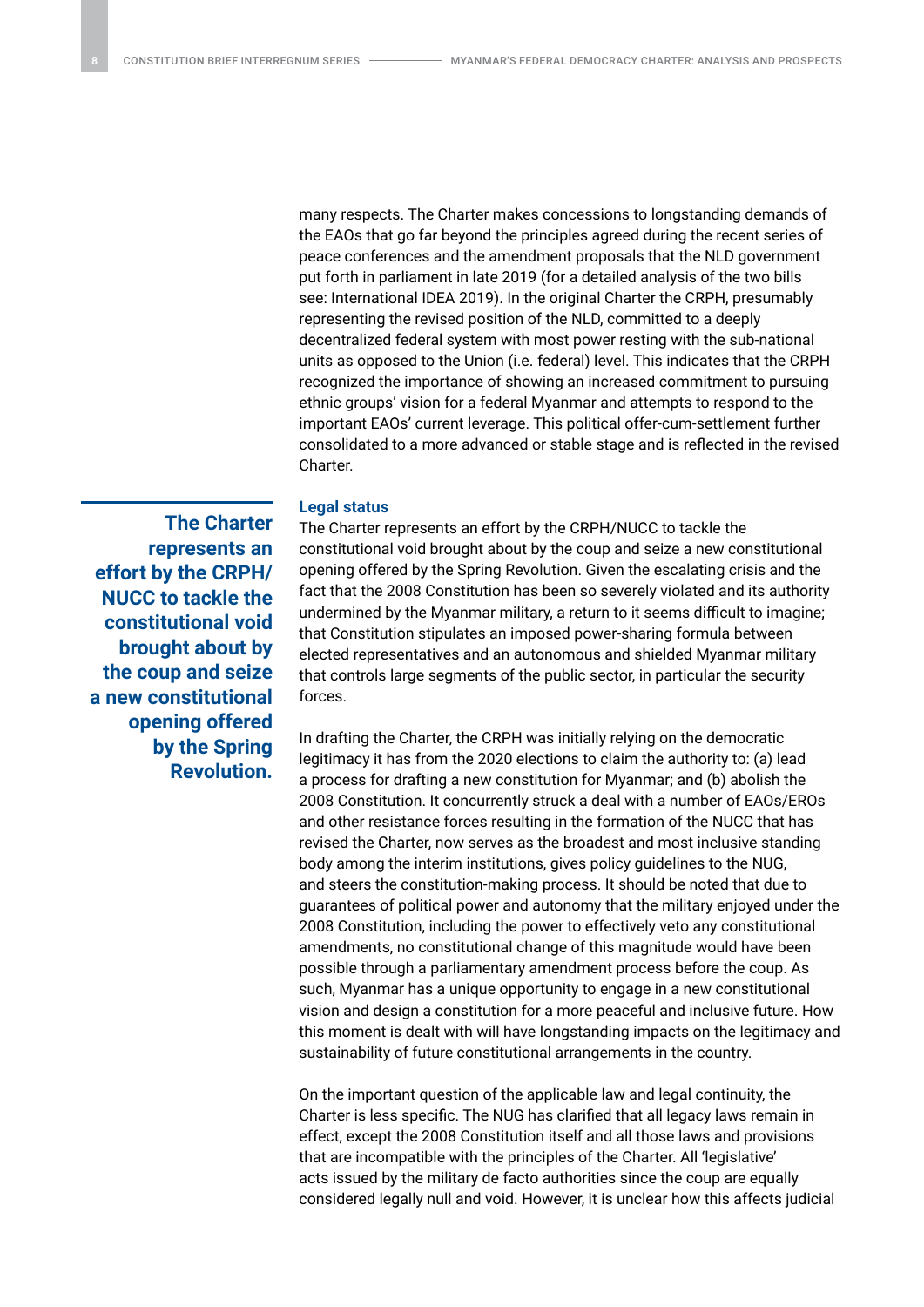many respects. The Charter makes concessions to longstanding demands of the EAOs that go far beyond the principles agreed during the recent series of peace conferences and the amendment proposals that the NLD government put forth in parliament in late 2019 (for a detailed analysis of the two bills see: International IDEA 2019). In the original Charter the CRPH, presumably representing the revised position of the NLD, committed to a deeply decentralized federal system with most power resting with the sub-national units as opposed to the Union (i.e. federal) level. This indicates that the CRPH recognized the importance of showing an increased commitment to pursuing ethnic groups' vision for a federal Myanmar and attempts to respond to the important EAOs' current leverage. This political offer-cum-settlement further consolidated to a more advanced or stable stage and is reflected in the revised Charter.

**The Charter represents an effort by the CRPH/NUCC to tackle the constitutional void brought about by the coup and seize a new constitutional opening offered by the Spring Revolution.**

### Legal status

The Charter represents an effort by the CRPH/NUCC to tackle the constitutional void brought about by the coup and seize a new constitutional opening offered by the Spring Revolution. Given the escalating crisis and the fact that the 2008 Constitution has been so severely violated and its authority undermined by the Myanmar military, a return to it seems difficult to imagine; that Constitution stipulates an imposed power-sharing formula between elected representatives and an autonomous and shielded Myanmar military that controls large segments of the public sector, in particular the security forces.

In drafting the Charter, the CRPH was initially relying on the democratic legitimacy it has from the 2020 elections to claim the authority to: (a) lead a process for drafting a new constitution for Myanmar; and (b) abolish the 2008 Constitution. It concurrently struck a deal with a number of EAOs/EROs and other resistance forces resulting in the formation of the NUCC that has revised the Charter, now serves as the broadest and most inclusive standing body among the interim institutions, gives policy guidelines to the NUG, and steers the constitution-making process. It should be noted that due to guarantees of political power and autonomy that the military enjoyed under the 2008 Constitution, including the power to effectively veto any constitutional amendments, no constitutional change of this magnitude would have been possible through a parliamentary amendment process before the coup. As such, Myanmar has a unique opportunity to engage in a new constitutional vision and design a constitution for a more peaceful and inclusive future. How this moment is dealt with will have longstanding impacts on the legitimacy and sustainability of future constitutional arrangements in the country.

On the important question of the applicable law and legal continuity, the Charter is less specific. The NUG has clarified that all legacy laws remain in effect, except the 2008 Constitution itself and all those laws and provisions that are incompatible with the principles of the Charter. All 'legislative' acts issued by the military de facto authorities since the coup are equally considered legally null and void. However, it is unclear how this affects judicial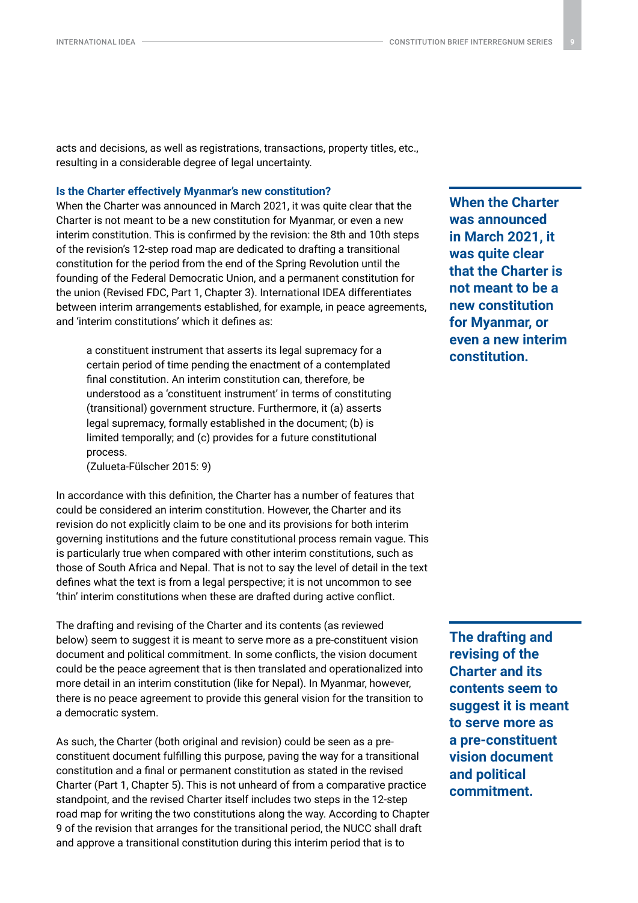acts and decisions, as well as registrations, transactions, property titles, etc., resulting in a considerable degree of legal uncertainty.

### Is the Charter effectively Myanmar's new constitution?

When the Charter was announced in March 2021, it was quite clear that the Charter is not meant to be a new constitution for Myanmar, or even a new interim constitution. This is confirmed by the revision: the 8th and 10th steps of the revision's 12-step road map are dedicated to drafting a transitional constitution for the period from the end of the Spring Revolution until the founding of the Federal Democratic Union, and a permanent constitution for the union (Revised FDC, Part 1, Chapter 3). International IDEA differentiates between interim arrangements established, for example, in peace agreements, and 'interim constitutions' which it defines as:

> a constituent instrument that asserts its legal supremacy for a certain period of time pending the enactment of a contemplated final constitution. An interim constitution can, therefore, be understood as a 'constituent instrument' in terms of constituting (transitional) government structure. Furthermore, it (a) asserts legal supremacy, formally established in the document; (b) is limited temporally; and (c) provides for a future constitutional process.
> (Zulueta-Fülscher 2015: 9)

**When the Charter was announced in March 2021, it was quite clear that the Charter is not meant to be a new constitution for Myanmar, or even a new interim constitution.**

In accordance with this definition, the Charter has a number of features that could be considered an interim constitution. However, the Charter and its revision do not explicitly claim to be one and its provisions for both interim governing institutions and the future constitutional process remain vague. This is particularly true when compared with other interim constitutions, such as those of South Africa and Nepal. That is not to say the level of detail in the text defines what the text is from a legal perspective; it is not uncommon to see 'thin' interim constitutions when these are drafted during active conflict.

The drafting and revising of the Charter and its contents (as reviewed below) seem to suggest it is meant to serve more as a pre-constituent vision document and political commitment. In some conflicts, the vision document could be the peace agreement that is then translated and operationalized into more detail in an interim constitution (like for Nepal). In Myanmar, however, there is no peace agreement to provide this general vision for the transition to a democratic system.

**The drafting and revising of the Charter and its contents seem to suggest it is meant to serve more as a pre-constituent vision document and political commitment.**

As such, the Charter (both original and revision) could be seen as a pre-constituent document fulfilling this purpose, paving the way for a transitional constitution and a final or permanent constitution as stated in the revised Charter (Part 1, Chapter 5). This is not unheard of from a comparative practice standpoint, and the revised Charter itself includes two steps in the 12-step road map for writing the two constitutions along the way. According to Chapter 9 of the revision that arranges for the transitional period, the NUCC shall draft and approve a transitional constitution during this interim period that is to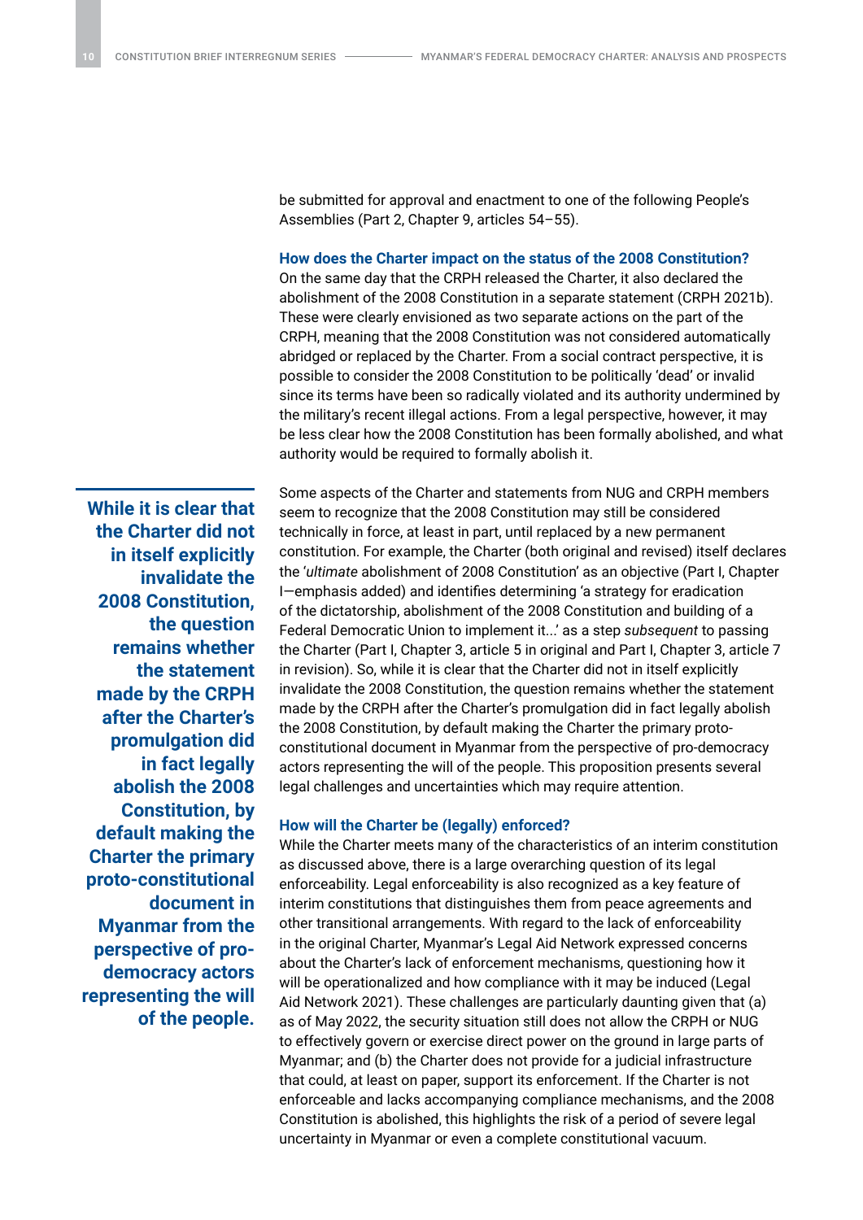be submitted for approval and enactment to one of the following People's Assemblies (Part 2, Chapter 9, articles 54–55).

### How does the Charter impact on the status of the 2008 Constitution?

On the same day that the CRPH released the Charter, it also declared the abolishment of the 2008 Constitution in a separate statement (CRPH 2021b). These were clearly envisioned as two separate actions on the part of the CRPH, meaning that the 2008 Constitution was not considered automatically abridged or replaced by the Charter. From a social contract perspective, it is possible to consider the 2008 Constitution to be politically 'dead' or invalid since its terms have been so radically violated and its authority undermined by the military's recent illegal actions. From a legal perspective, however, it may be less clear how the 2008 Constitution has been formally abolished, and what authority would be required to formally abolish it.

**While it is clear that the Charter did not in itself explicitly invalidate the 2008 Constitution, the question remains whether the statement made by the CRPH after the Charter's promulgation did in fact legally abolish the 2008 Constitution, by default making the Charter the primary proto-constitutional document in Myanmar from the perspective of pro-democracy actors representing the will of the people.**

Some aspects of the Charter and statements from NUG and CRPH members seem to recognize that the 2008 Constitution may still be considered technically in force, at least in part, until replaced by a new permanent constitution. For example, the Charter (both original and revised) itself declares the '*ultimate* abolishment of 2008 Constitution' as an objective (Part I, Chapter I—emphasis added) and identifies determining 'a strategy for eradication of the dictatorship, abolishment of the 2008 Constitution and building of a Federal Democratic Union to implement it...' as a step *subsequent* to passing the Charter (Part I, Chapter 3, article 5 in original and Part I, Chapter 3, article 7 in revision). So, while it is clear that the Charter did not in itself explicitly invalidate the 2008 Constitution, the question remains whether the statement made by the CRPH after the Charter's promulgation did in fact legally abolish the 2008 Constitution, by default making the Charter the primary proto-constitutional document in Myanmar from the perspective of pro-democracy actors representing the will of the people. This proposition presents several legal challenges and uncertainties which may require attention.

### How will the Charter be (legally) enforced?

While the Charter meets many of the characteristics of an interim constitution as discussed above, there is a large overarching question of its legal enforceability. Legal enforceability is also recognized as a key feature of interim constitutions that distinguishes them from peace agreements and other transitional arrangements. With regard to the lack of enforceability in the original Charter, Myanmar's Legal Aid Network expressed concerns about the Charter's lack of enforcement mechanisms, questioning how it will be operationalized and how compliance with it may be induced (Legal Aid Network 2021). These challenges are particularly daunting given that (a) as of May 2022, the security situation still does not allow the CRPH or NUG to effectively govern or exercise direct power on the ground in large parts of Myanmar; and (b) the Charter does not provide for a judicial infrastructure that could, at least on paper, support its enforcement. If the Charter is not enforceable and lacks accompanying compliance mechanisms, and the 2008 Constitution is abolished, this highlights the risk of a period of severe legal uncertainty in Myanmar or even a complete constitutional vacuum.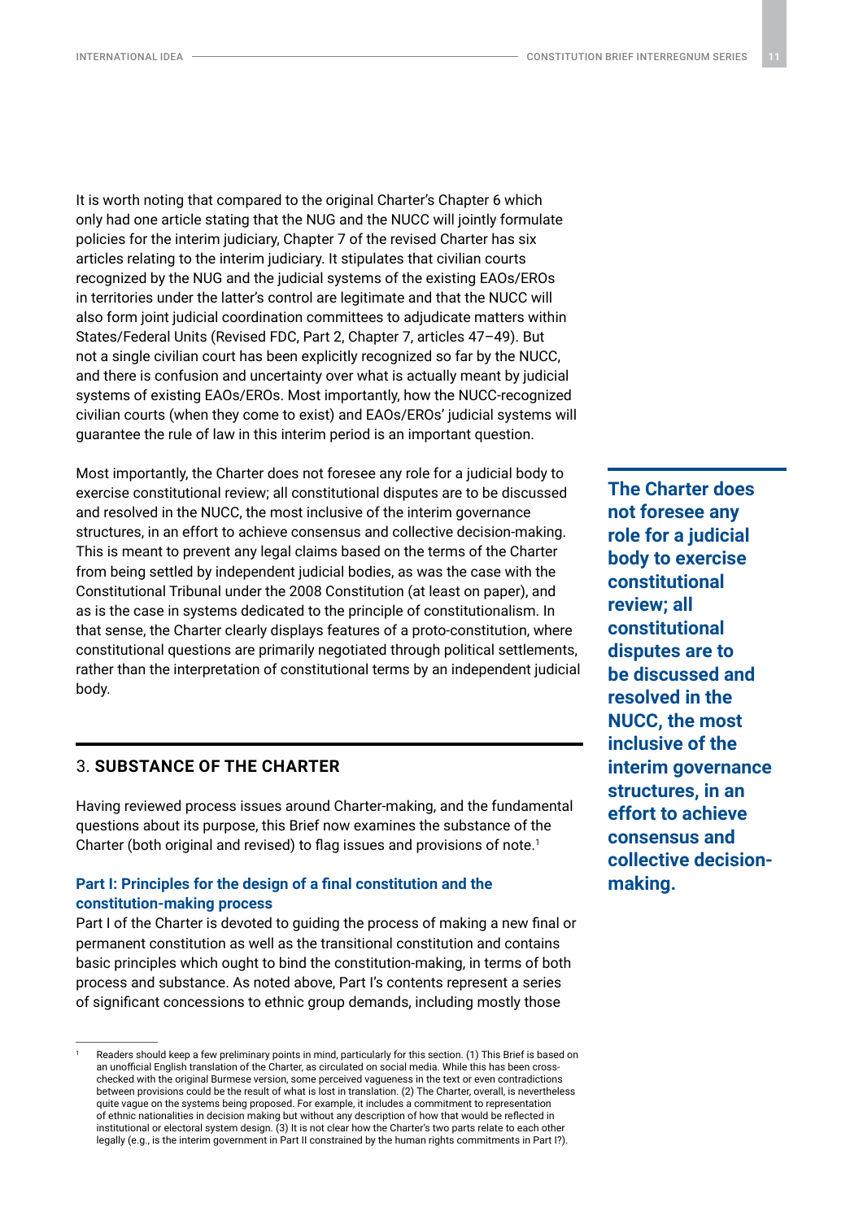It is worth noting that compared to the original Charter's Chapter 6 which only had one article stating that the NUG and the NUCC will jointly formulate policies for the interim judiciary, Chapter 7 of the revised Charter has six articles relating to the interim judiciary. It stipulates that civilian courts recognized by the NUG and the judicial systems of the existing EAOs/EROs in territories under the latter's control are legitimate and that the NUCC will also form joint judicial coordination committees to adjudicate matters within States/Federal Units (Revised FDC, Part 2, Chapter 7, articles 47–49). But not a single civilian court has been explicitly recognized so far by the NUCC, and there is confusion and uncertainty over what is actually meant by judicial systems of existing EAOs/EROs. Most importantly, how the NUCC-recognized civilian courts (when they come to exist) and EAOs/EROs' judicial systems will guarantee the rule of law in this interim period is an important question.

Most importantly, the Charter does not foresee any role for a judicial body to exercise constitutional review; all constitutional disputes are to be discussed and resolved in the NUCC, the most inclusive of the interim governance structures, in an effort to achieve consensus and collective decision-making. This is meant to prevent any legal claims based on the terms of the Charter from being settled by independent judicial bodies, as was the case with the Constitutional Tribunal under the 2008 Constitution (at least on paper), and as is the case in systems dedicated to the principle of constitutionalism. In that sense, the Charter clearly displays features of a proto-constitution, where constitutional questions are primarily negotiated through political settlements, rather than the interpretation of constitutional terms by an independent judicial body.

**The Charter does not foresee any role for a judicial body to exercise constitutional review; all constitutional disputes are to be discussed and resolved in the NUCC, the most inclusive of the interim governance structures, in an effort to achieve consensus and collective decision-making.**

## 3. SUBSTANCE OF THE CHARTER

Having reviewed process issues around Charter-making, and the fundamental questions about its purpose, this Brief now examines the substance of the Charter (both original and revised) to flag issues and provisions of note.[1]

### Part I: Principles for the design of a final constitution and the constitution-making process

Part I of the Charter is devoted to guiding the process of making a new final or permanent constitution as well as the transitional constitution and contains basic principles which ought to bind the constitution-making, in terms of both process and substance. As noted above, Part I's contents represent a series of significant concessions to ethnic group demands, including mostly those

---

[1] Readers should keep a few preliminary points in mind, particularly for this section. (1) This Brief is based on an unofficial English translation of the Charter, as circulated on social media. While this has been cross-checked with the original Burmese version, some perceived vagueness in the text or even contradictions between provisions could be the result of what is lost in translation. (2) The Charter, overall, is nevertheless quite vague on the systems being proposed. For example, it includes a commitment to representation of ethnic nationalities in decision making but without any description of how that would be reflected in institutional or electoral system design. (3) It is not clear how the Charter's two parts relate to each other legally (e.g., is the interim government in Part II constrained by the human rights commitments in Part I?).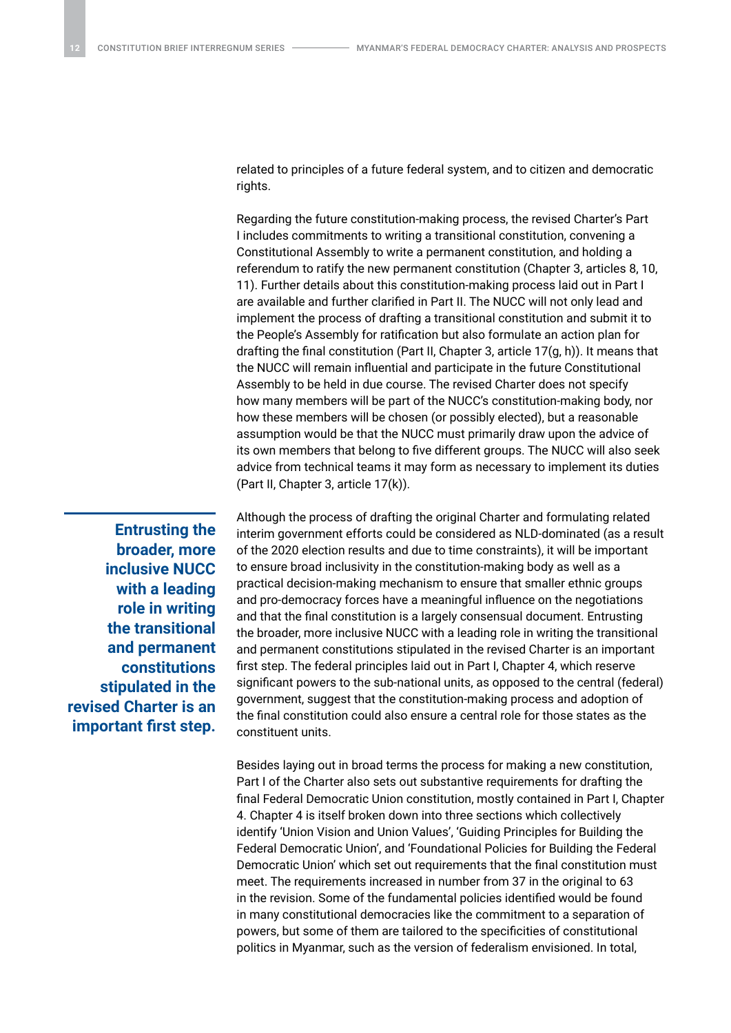related to principles of a future federal system, and to citizen and democratic rights.

Regarding the future constitution-making process, the revised Charter's Part I includes commitments to writing a transitional constitution, convening a Constitutional Assembly to write a permanent constitution, and holding a referendum to ratify the new permanent constitution (Chapter 3, articles 8, 10, 11). Further details about this constitution-making process laid out in Part I are available and further clarified in Part II. The NUCC will not only lead and implement the process of drafting a transitional constitution and submit it to the People's Assembly for ratification but also formulate an action plan for drafting the final constitution (Part II, Chapter 3, article 17(g, h)). It means that the NUCC will remain influential and participate in the future Constitutional Assembly to be held in due course. The revised Charter does not specify how many members will be part of the NUCC's constitution-making body, nor how these members will be chosen (or possibly elected), but a reasonable assumption would be that the NUCC must primarily draw upon the advice of its own members that belong to five different groups. The NUCC will also seek advice from technical teams it may form as necessary to implement its duties (Part II, Chapter 3, article 17(k)).

**Entrusting the broader, more inclusive NUCC with a leading role in writing the transitional and permanent constitutions stipulated in the revised Charter is an important first step.**

Although the process of drafting the original Charter and formulating related interim government efforts could be considered as NLD-dominated (as a result of the 2020 election results and due to time constraints), it will be important to ensure broad inclusivity in the constitution-making body as well as a practical decision-making mechanism to ensure that smaller ethnic groups and pro-democracy forces have a meaningful influence on the negotiations and that the final constitution is a largely consensual document. Entrusting the broader, more inclusive NUCC with a leading role in writing the transitional and permanent constitutions stipulated in the revised Charter is an important first step. The federal principles laid out in Part I, Chapter 4, which reserve significant powers to the sub-national units, as opposed to the central (federal) government, suggest that the constitution-making process and adoption of the final constitution could also ensure a central role for those states as the constituent units.

Besides laying out in broad terms the process for making a new constitution, Part I of the Charter also sets out substantive requirements for drafting the final Federal Democratic Union constitution, mostly contained in Part I, Chapter 4. Chapter 4 is itself broken down into three sections which collectively identify 'Union Vision and Union Values', 'Guiding Principles for Building the Federal Democratic Union', and 'Foundational Policies for Building the Federal Democratic Union' which set out requirements that the final constitution must meet. The requirements increased in number from 37 in the original to 63 in the revision. Some of the fundamental policies identified would be found in many constitutional democracies like the commitment to a separation of powers, but some of them are tailored to the specificities of constitutional politics in Myanmar, such as the version of federalism envisioned. In total,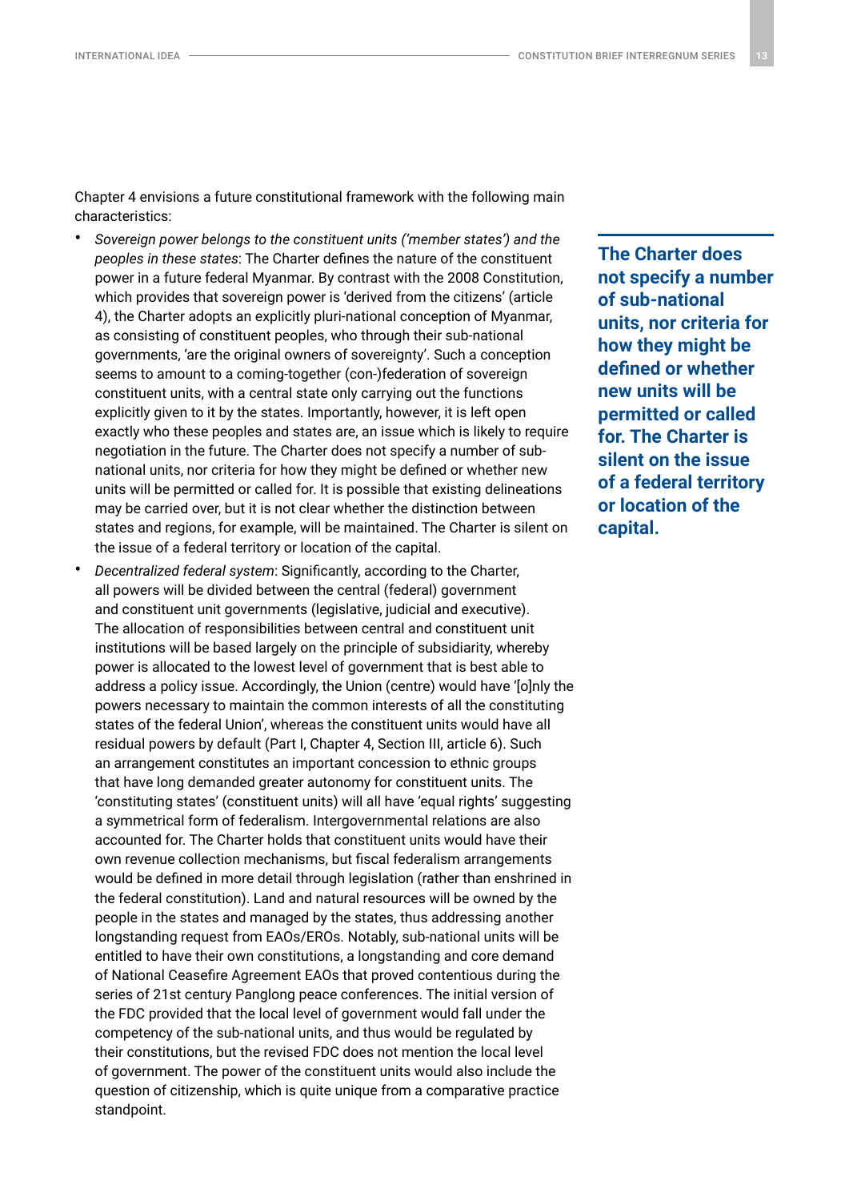Chapter 4 envisions a future constitutional framework with the following main characteristics:

- *Sovereign power belongs to the constituent units ('member states') and the peoples in these states*: The Charter defines the nature of the constituent power in a future federal Myanmar. By contrast with the 2008 Constitution, which provides that sovereign power is 'derived from the citizens' (article 4), the Charter adopts an explicitly pluri-national conception of Myanmar, as consisting of constituent peoples, who through their sub-national governments, 'are the original owners of sovereignty'. Such a conception seems to amount to a coming-together (con-)federation of sovereign constituent units, with a central state only carrying out the functions explicitly given to it by the states. Importantly, however, it is left open exactly who these peoples and states are, an issue which is likely to require negotiation in the future. The Charter does not specify a number of sub-national units, nor criteria for how they might be defined or whether new units will be permitted or called for. It is possible that existing delineations may be carried over, but it is not clear whether the distinction between states and regions, for example, will be maintained. The Charter is silent on the issue of a federal territory or location of the capital.
- *Decentralized federal system*: Significantly, according to the Charter, all powers will be divided between the central (federal) government and constituent unit governments (legislative, judicial and executive). The allocation of responsibilities between central and constituent unit institutions will be based largely on the principle of subsidiarity, whereby power is allocated to the lowest level of government that is best able to address a policy issue. Accordingly, the Union (centre) would have '[o]nly the powers necessary to maintain the common interests of all the constituting states of the federal Union', whereas the constituent units would have all residual powers by default (Part I, Chapter 4, Section III, article 6). Such an arrangement constitutes an important concession to ethnic groups that have long demanded greater autonomy for constituent units. The 'constituting states' (constituent units) will all have 'equal rights' suggesting a symmetrical form of federalism. Intergovernmental relations are also accounted for. The Charter holds that constituent units would have their own revenue collection mechanisms, but fiscal federalism arrangements would be defined in more detail through legislation (rather than enshrined in the federal constitution). Land and natural resources will be owned by the people in the states and managed by the states, thus addressing another longstanding request from EAOs/EROs. Notably, sub-national units will be entitled to have their own constitutions, a longstanding and core demand of National Ceasefire Agreement EAOs that proved contentious during the series of 21st century Panglong peace conferences. The initial version of the FDC provided that the local level of government would fall under the competency of the sub-national units, and thus would be regulated by their constitutions, but the revised FDC does not mention the local level of government. The power of the constituent units would also include the question of citizenship, which is quite unique from a comparative practice standpoint.

**The Charter does not specify a number of sub-national units, nor criteria for how they might be defined or whether new units will be permitted or called for. The Charter is silent on the issue of a federal territory or location of the capital.**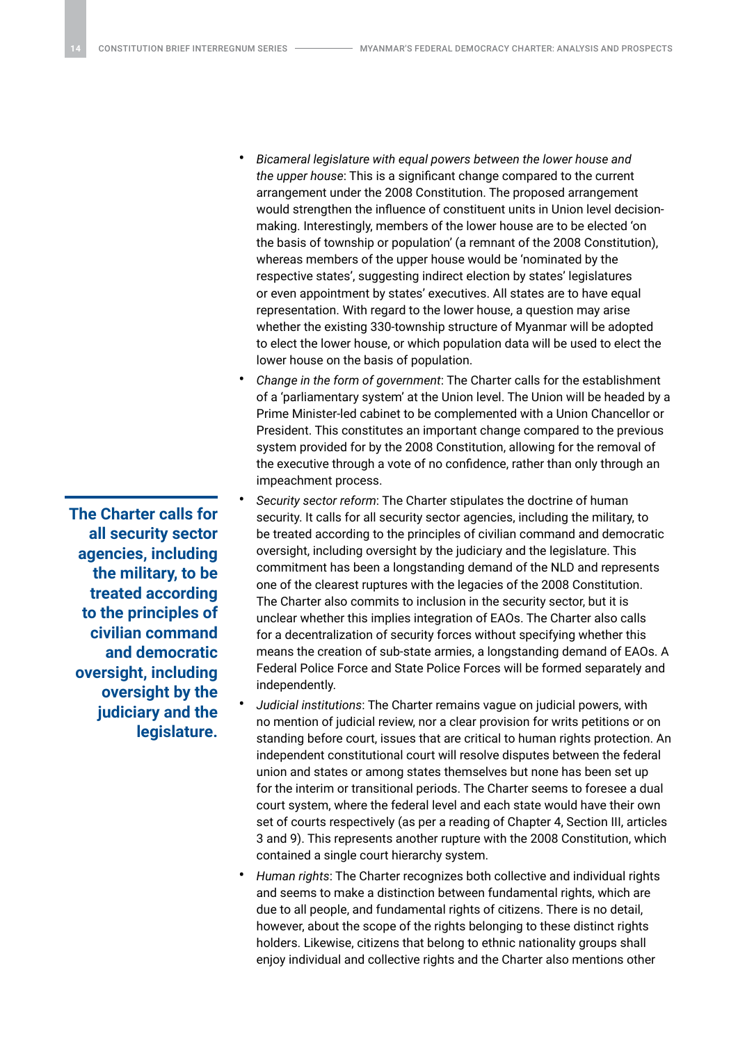- *Bicameral legislature with equal powers between the lower house and the upper house*: This is a significant change compared to the current arrangement under the 2008 Constitution. The proposed arrangement would strengthen the influence of constituent units in Union level decision-making. Interestingly, members of the lower house are to be elected 'on the basis of township or population' (a remnant of the 2008 Constitution), whereas members of the upper house would be 'nominated by the respective states', suggesting indirect election by states' legislatures or even appointment by states' executives. All states are to have equal representation. With regard to the lower house, a question may arise whether the existing 330-township structure of Myanmar will be adopted to elect the lower house, or which population data will be used to elect the lower house on the basis of population.
- *Change in the form of government*: The Charter calls for the establishment of a 'parliamentary system' at the Union level. The Union will be headed by a Prime Minister-led cabinet to be complemented with a Union Chancellor or President. This constitutes an important change compared to the previous system provided for by the 2008 Constitution, allowing for the removal of the executive through a vote of no confidence, rather than only through an impeachment process.
- *Security sector reform*: The Charter stipulates the doctrine of human security. It calls for all security sector agencies, including the military, to be treated according to the principles of civilian command and democratic oversight, including oversight by the judiciary and the legislature. This commitment has been a longstanding demand of the NLD and represents one of the clearest ruptures with the legacies of the 2008 Constitution. The Charter also commits to inclusion in the security sector, but it is unclear whether this implies integration of EAOs. The Charter also calls for a decentralization of security forces without specifying whether this means the creation of sub-state armies, a longstanding demand of EAOs. A Federal Police Force and State Police Forces will be formed separately and independently.

**The Charter calls for all security sector agencies, including the military, to be treated according to the principles of civilian command and democratic oversight, including oversight by the judiciary and the legislature.**

- *Judicial institutions*: The Charter remains vague on judicial powers, with no mention of judicial review, nor a clear provision for writs petitions or on standing before court, issues that are critical to human rights protection. An independent constitutional court will resolve disputes between the federal union and states or among states themselves but none has been set up for the interim or transitional periods. The Charter seems to foresee a dual court system, where the federal level and each state would have their own set of courts respectively (as per a reading of Chapter 4, Section III, articles 3 and 9). This represents another rupture with the 2008 Constitution, which contained a single court hierarchy system.
- *Human rights*: The Charter recognizes both collective and individual rights and seems to make a distinction between fundamental rights, which are due to all people, and fundamental rights of citizens. There is no detail, however, about the scope of the rights belonging to these distinct rights holders. Likewise, citizens that belong to ethnic nationality groups shall enjoy individual and collective rights and the Charter also mentions other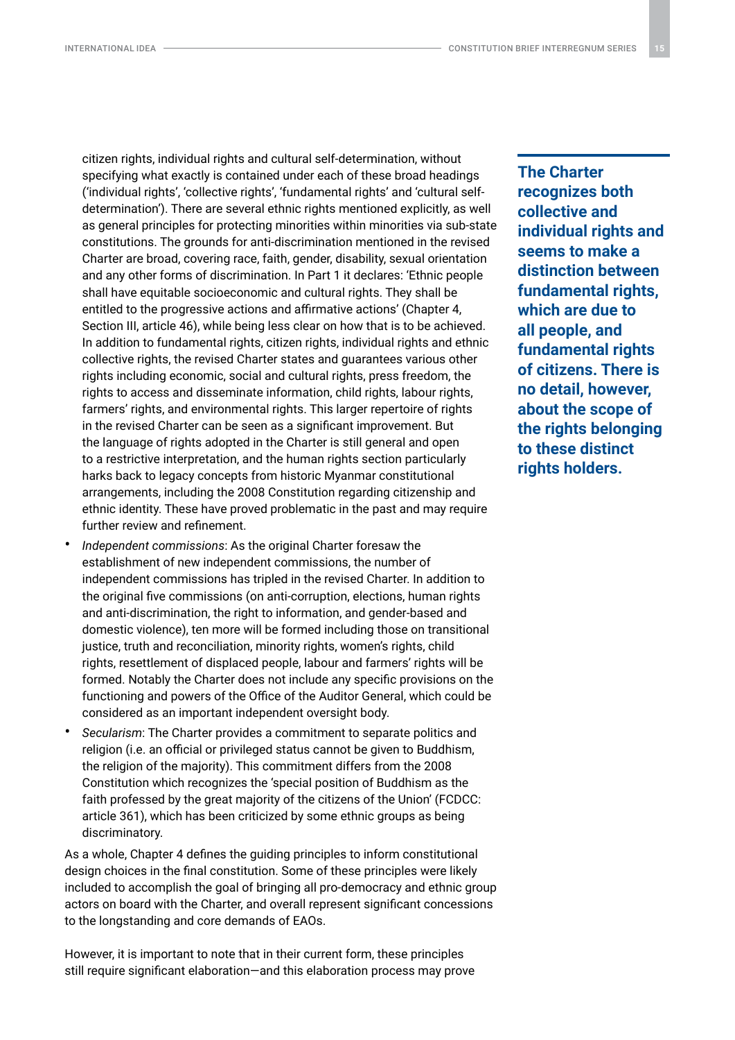citizen rights, individual rights and cultural self-determination, without specifying what exactly is contained under each of these broad headings ('individual rights', 'collective rights', 'fundamental rights' and 'cultural self-determination'). There are several ethnic rights mentioned explicitly, as well as general principles for protecting minorities within minorities via sub-state constitutions. The grounds for anti-discrimination mentioned in the revised Charter are broad, covering race, faith, gender, disability, sexual orientation and any other forms of discrimination. In Part 1 it declares: 'Ethnic people shall have equitable socioeconomic and cultural rights. They shall be entitled to the progressive actions and affirmative actions' (Chapter 4, Section III, article 46), while being less clear on how that is to be achieved. In addition to fundamental rights, citizen rights, individual rights and ethnic collective rights, the revised Charter states and guarantees various other rights including economic, social and cultural rights, press freedom, the rights to access and disseminate information, child rights, labour rights, farmers' rights, and environmental rights. This larger repertoire of rights in the revised Charter can be seen as a significant improvement. But the language of rights adopted in the Charter is still general and open to a restrictive interpretation, and the human rights section particularly harks back to legacy concepts from historic Myanmar constitutional arrangements, including the 2008 Constitution regarding citizenship and ethnic identity. These have proved problematic in the past and may require further review and refinement.

- *Independent commissions*: As the original Charter foresaw the establishment of new independent commissions, the number of independent commissions has tripled in the revised Charter. In addition to the original five commissions (on anti-corruption, elections, human rights and anti-discrimination, the right to information, and gender-based and domestic violence), ten more will be formed including those on transitional justice, truth and reconciliation, minority rights, women's rights, child rights, resettlement of displaced people, labour and farmers' rights will be formed. Notably the Charter does not include any specific provisions on the functioning and powers of the Office of the Auditor General, which could be considered as an important independent oversight body.
- *Secularism*: The Charter provides a commitment to separate politics and religion (i.e. an official or privileged status cannot be given to Buddhism, the religion of the majority). This commitment differs from the 2008 Constitution which recognizes the 'special position of Buddhism as the faith professed by the great majority of the citizens of the Union' (FCDCC: article 361), which has been criticized by some ethnic groups as being discriminatory.

**The Charter recognizes both collective and individual rights and seems to make a distinction between fundamental rights, which are due to all people, and fundamental rights of citizens. There is no detail, however, about the scope of the rights belonging to these distinct rights holders.**

As a whole, Chapter 4 defines the guiding principles to inform constitutional design choices in the final constitution. Some of these principles were likely included to accomplish the goal of bringing all pro-democracy and ethnic group actors on board with the Charter, and overall represent significant concessions to the longstanding and core demands of EAOs.

However, it is important to note that in their current form, these principles still require significant elaboration—and this elaboration process may prove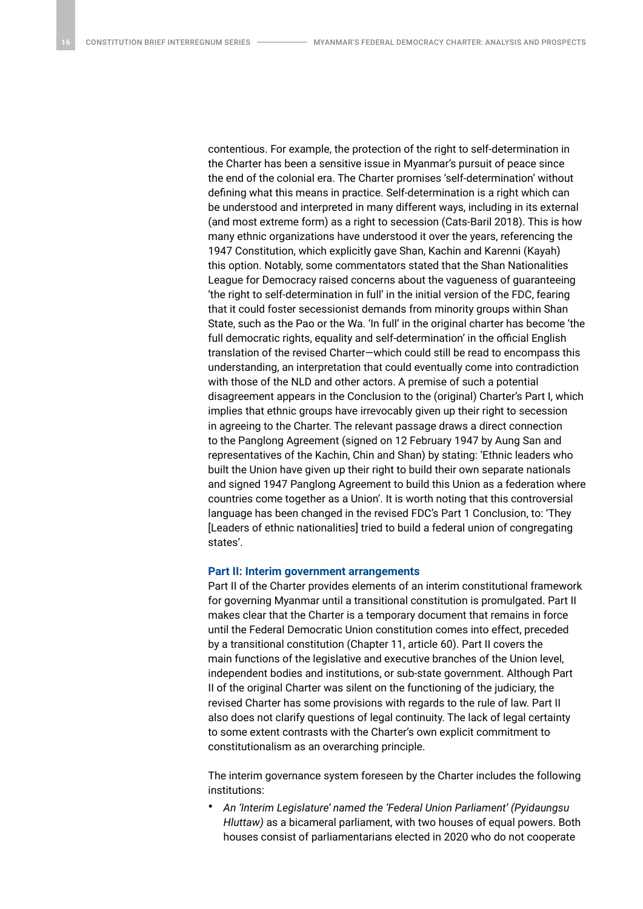contentious. For example, the protection of the right to self-determination in the Charter has been a sensitive issue in Myanmar's pursuit of peace since the end of the colonial era. The Charter promises 'self-determination' without defining what this means in practice. Self-determination is a right which can be understood and interpreted in many different ways, including in its external (and most extreme form) as a right to secession (Cats-Baril 2018). This is how many ethnic organizations have understood it over the years, referencing the 1947 Constitution, which explicitly gave Shan, Kachin and Karenni (Kayah) this option. Notably, some commentators stated that the Shan Nationalities League for Democracy raised concerns about the vagueness of guaranteeing 'the right to self-determination in full' in the initial version of the FDC, fearing that it could foster secessionist demands from minority groups within Shan State, such as the Pao or the Wa. 'In full' in the original charter has become 'the full democratic rights, equality and self-determination' in the official English translation of the revised Charter—which could still be read to encompass this understanding, an interpretation that could eventually come into contradiction with those of the NLD and other actors. A premise of such a potential disagreement appears in the Conclusion to the (original) Charter's Part I, which implies that ethnic groups have irrevocably given up their right to secession in agreeing to the Charter. The relevant passage draws a direct connection to the Panglong Agreement (signed on 12 February 1947 by Aung San and representatives of the Kachin, Chin and Shan) by stating: 'Ethnic leaders who built the Union have given up their right to build their own separate nationals and signed 1947 Panglong Agreement to build this Union as a federation where countries come together as a Union'. It is worth noting that this controversial language has been changed in the revised FDC's Part 1 Conclusion, to: 'They [Leaders of ethnic nationalities] tried to build a federal union of congregating states'.

### Part II: Interim government arrangements

Part II of the Charter provides elements of an interim constitutional framework for governing Myanmar until a transitional constitution is promulgated. Part II makes clear that the Charter is a temporary document that remains in force until the Federal Democratic Union constitution comes into effect, preceded by a transitional constitution (Chapter 11, article 60). Part II covers the main functions of the legislative and executive branches of the Union level, independent bodies and institutions, or sub-state government. Although Part II of the original Charter was silent on the functioning of the judiciary, the revised Charter has some provisions with regards to the rule of law. Part II also does not clarify questions of legal continuity. The lack of legal certainty to some extent contrasts with the Charter's own explicit commitment to constitutionalism as an overarching principle.

The interim governance system foreseen by the Charter includes the following institutions:

- *An 'Interim Legislature' named the 'Federal Union Parliament' (Pyidaungsu Hluttaw)* as a bicameral parliament, with two houses of equal powers. Both houses consist of parliamentarians elected in 2020 who do not cooperate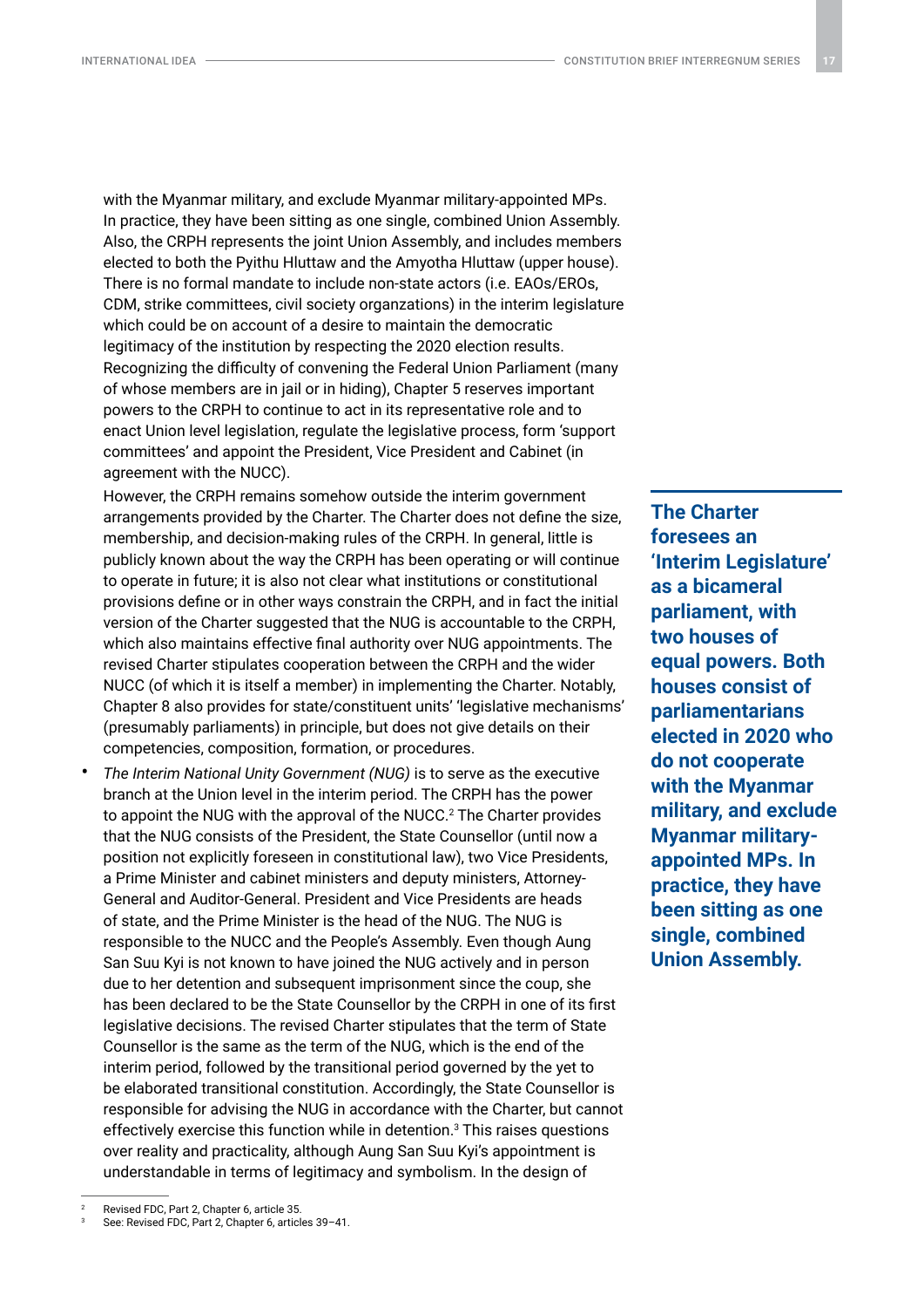with the Myanmar military, and exclude Myanmar military-appointed MPs. In practice, they have been sitting as one single, combined Union Assembly. Also, the CRPH represents the joint Union Assembly, and includes members elected to both the Pyithu Hluttaw and the Amyotha Hluttaw (upper house). There is no formal mandate to include non-state actors (i.e. EAOs/EROs, CDM, strike committees, civil society organzations) in the interim legislature which could be on account of a desire to maintain the democratic legitimacy of the institution by respecting the 2020 election results. Recognizing the difficulty of convening the Federal Union Parliament (many of whose members are in jail or in hiding), Chapter 5 reserves important powers to the CRPH to continue to act in its representative role and to enact Union level legislation, regulate the legislative process, form 'support committees' and appoint the President, Vice President and Cabinet (in agreement with the NUCC).

However, the CRPH remains somehow outside the interim government arrangements provided by the Charter. The Charter does not define the size, membership, and decision-making rules of the CRPH. In general, little is publicly known about the way the CRPH has been operating or will continue to operate in future; it is also not clear what institutions or constitutional provisions define or in other ways constrain the CRPH, and in fact the initial version of the Charter suggested that the NUG is accountable to the CRPH, which also maintains effective final authority over NUG appointments. The revised Charter stipulates cooperation between the CRPH and the wider NUCC (of which it is itself a member) in implementing the Charter. Notably, Chapter 8 also provides for state/constituent units' 'legislative mechanisms' (presumably parliaments) in principle, but does not give details on their competencies, composition, formation, or procedures.

**The Charter foresees an 'Interim Legislature' as a bicameral parliament, with two houses of equal powers. Both houses consist of parliamentarians elected in 2020 who do not cooperate with the Myanmar military, and exclude Myanmar military-appointed MPs. In practice, they have been sitting as one single, combined Union Assembly.**

- *The Interim National Unity Government (NUG)* is to serve as the executive branch at the Union level in the interim period. The CRPH has the power to appoint the NUG with the approval of the NUCC.[2] The Charter provides that the NUG consists of the President, the State Counsellor (until now a position not explicitly foreseen in constitutional law), two Vice Presidents, a Prime Minister and cabinet ministers and deputy ministers, Attorney-General and Auditor-General. President and Vice Presidents are heads of state, and the Prime Minister is the head of the NUG. The NUG is responsible to the NUCC and the People's Assembly. Even though Aung San Suu Kyi is not known to have joined the NUG actively and in person due to her detention and subsequent imprisonment since the coup, she has been declared to be the State Counsellor by the CRPH in one of its first legislative decisions. The revised Charter stipulates that the term of State Counsellor is the same as the term of the NUG, which is the end of the interim period, followed by the transitional period governed by the yet to be elaborated transitional constitution. Accordingly, the State Counsellor is responsible for advising the NUG in accordance with the Charter, but cannot effectively exercise this function while in detention.[3] This raises questions over reality and practicality, although Aung San Suu Kyi's appointment is understandable in terms of legitimacy and symbolism. In the design of

---

[2] Revised FDC, Part 2, Chapter 6, article 35.

[3] See: Revised FDC, Part 2, Chapter 6, articles 39–41.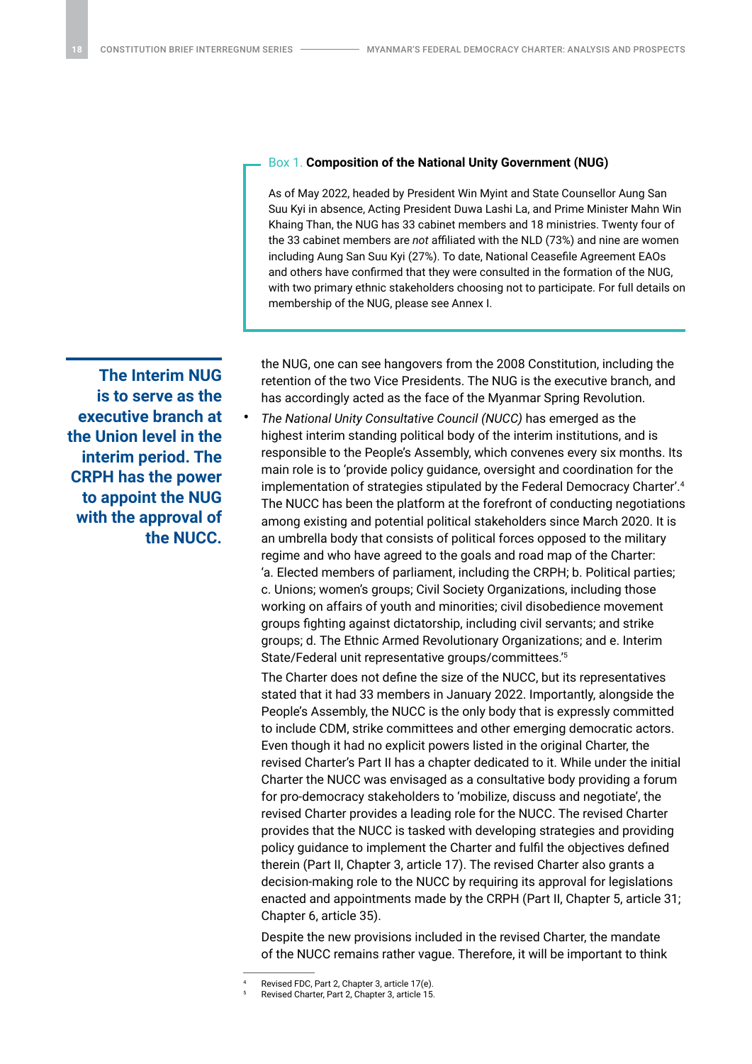> **Box 1. Composition of the National Unity Government (NUG)**
>
> As of May 2022, headed by President Win Myint and State Counsellor Aung San Suu Kyi in absence, Acting President Duwa Lashi La, and Prime Minister Mahn Win Khaing Than, the NUG has 33 cabinet members and 18 ministries. Twenty four of the 33 cabinet members are *not* affiliated with the NLD (73%) and nine are women including Aung San Suu Kyi (27%). To date, National Ceasefile Agreement EAOs and others have confirmed that they were consulted in the formation of the NUG, with two primary ethnic stakeholders choosing not to participate. For full details on membership of the NUG, please see Annex I.

**The Interim NUG is to serve as the executive branch at the Union level in the interim period. The CRPH has the power to appoint the NUG with the approval of the NUCC.**

the NUG, one can see hangovers from the 2008 Constitution, including the retention of the two Vice Presidents. The NUG is the executive branch, and has accordingly acted as the face of the Myanmar Spring Revolution.

- *The National Unity Consultative Council (NUCC)* has emerged as the highest interim standing political body of the interim institutions, and is responsible to the People's Assembly, which convenes every six months. Its main role is to 'provide policy guidance, oversight and coordination for the implementation of strategies stipulated by the Federal Democracy Charter'.[4] The NUCC has been the platform at the forefront of conducting negotiations among existing and potential political stakeholders since March 2020. It is an umbrella body that consists of political forces opposed to the military regime and who have agreed to the goals and road map of the Charter: 'a. Elected members of parliament, including the CRPH; b. Political parties; c. Unions; women's groups; Civil Society Organizations, including those working on affairs of youth and minorities; civil disobedience movement groups fighting against dictatorship, including civil servants; and strike groups; d. The Ethnic Armed Revolutionary Organizations; and e. Interim State/Federal unit representative groups/committees.'[5]

  The Charter does not define the size of the NUCC, but its representatives stated that it had 33 members in January 2022. Importantly, alongside the People's Assembly, the NUCC is the only body that is expressly committed to include CDM, strike committees and other emerging democratic actors. Even though it had no explicit powers listed in the original Charter, the revised Charter's Part II has a chapter dedicated to it. While under the initial Charter the NUCC was envisaged as a consultative body providing a forum for pro-democracy stakeholders to 'mobilize, discuss and negotiate', the revised Charter provides a leading role for the NUCC. The revised Charter provides that the NUCC is tasked with developing strategies and providing policy guidance to implement the Charter and fulfil the objectives defined therein (Part II, Chapter 3, article 17). The revised Charter also grants a decision-making role to the NUCC by requiring its approval for legislations enacted and appointments made by the CRPH (Part II, Chapter 5, article 31; Chapter 6, article 35).

  Despite the new provisions included in the revised Charter, the mandate of the NUCC remains rather vague. Therefore, it will be important to think

[4] Revised FDC, Part 2, Chapter 3, article 17(e).
[5] Revised Charter, Part 2, Chapter 3, article 15.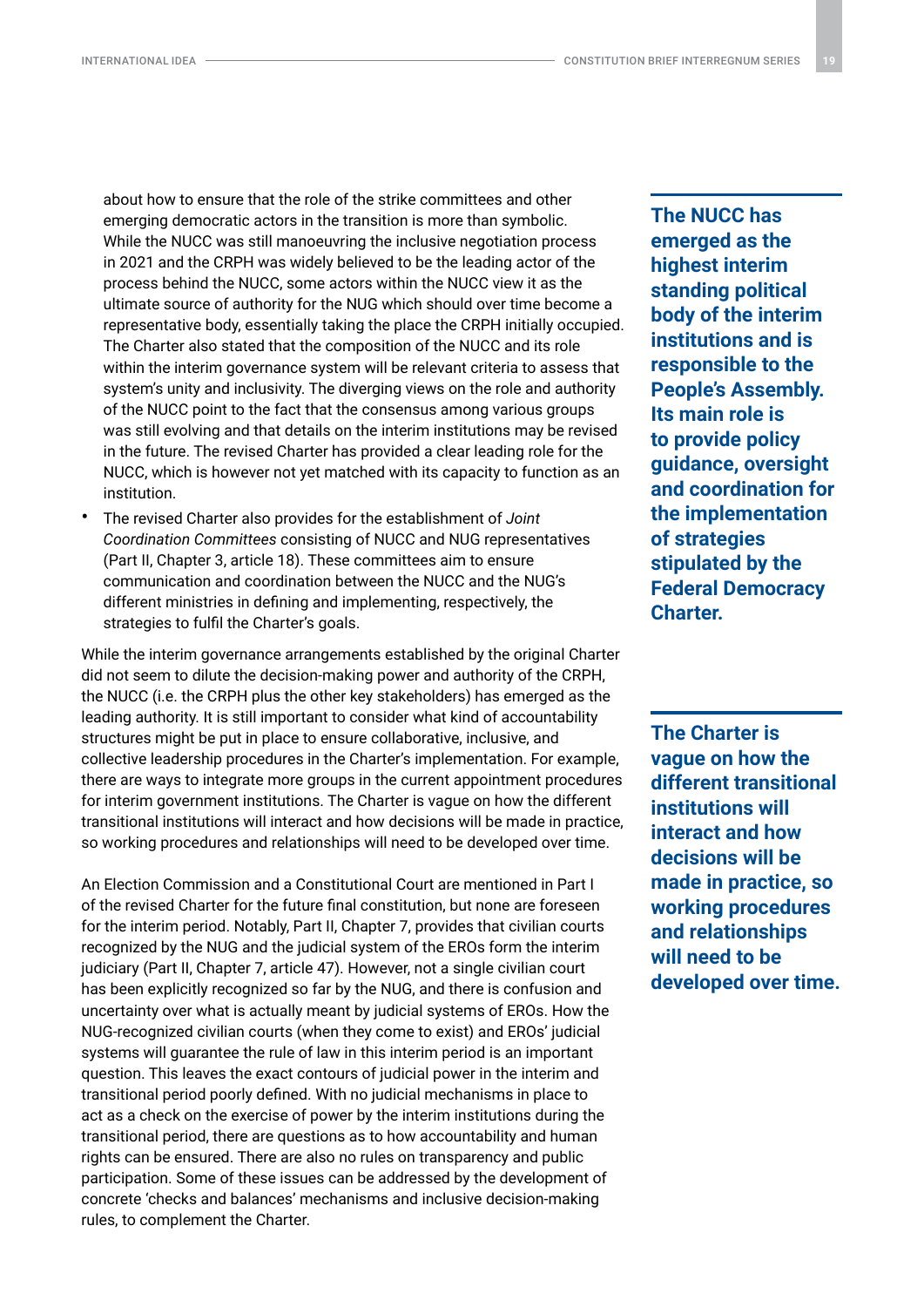about how to ensure that the role of the strike committees and other emerging democratic actors in the transition is more than symbolic. While the NUCC was still manoeuvring the inclusive negotiation process in 2021 and the CRPH was widely believed to be the leading actor of the process behind the NUCC, some actors within the NUCC view it as the ultimate source of authority for the NUG which should over time become a representative body, essentially taking the place the CRPH initially occupied. The Charter also stated that the composition of the NUCC and its role within the interim governance system will be relevant criteria to assess that system's unity and inclusivity. The diverging views on the role and authority of the NUCC point to the fact that the consensus among various groups was still evolving and that details on the interim institutions may be revised in the future. The revised Charter has provided a clear leading role for the NUCC, which is however not yet matched with its capacity to function as an institution.

- The revised Charter also provides for the establishment of *Joint Coordination Committees* consisting of NUCC and NUG representatives (Part II, Chapter 3, article 18). These committees aim to ensure communication and coordination between the NUCC and the NUG's different ministries in defining and implementing, respectively, the strategies to fulfil the Charter's goals.

**The NUCC has emerged as the highest interim standing political body of the interim institutions and is responsible to the People's Assembly. Its main role is to provide policy guidance, oversight and coordination for the implementation of strategies stipulated by the Federal Democracy Charter.**

While the interim governance arrangements established by the original Charter did not seem to dilute the decision-making power and authority of the CRPH, the NUCC (i.e. the CRPH plus the other key stakeholders) has emerged as the leading authority. It is still important to consider what kind of accountability structures might be put in place to ensure collaborative, inclusive, and collective leadership procedures in the Charter's implementation. For example, there are ways to integrate more groups in the current appointment procedures for interim government institutions. The Charter is vague on how the different transitional institutions will interact and how decisions will be made in practice, so working procedures and relationships will need to be developed over time.

**The Charter is vague on how the different transitional institutions will interact and how decisions will be made in practice, so working procedures and relationships will need to be developed over time.**

An Election Commission and a Constitutional Court are mentioned in Part I of the revised Charter for the future final constitution, but none are foreseen for the interim period. Notably, Part II, Chapter 7, provides that civilian courts recognized by the NUG and the judicial system of the EROs form the interim judiciary (Part II, Chapter 7, article 47). However, not a single civilian court has been explicitly recognized so far by the NUG, and there is confusion and uncertainty over what is actually meant by judicial systems of EROs. How the NUG-recognized civilian courts (when they come to exist) and EROs' judicial systems will guarantee the rule of law in this interim period is an important question. This leaves the exact contours of judicial power in the interim and transitional period poorly defined. With no judicial mechanisms in place to act as a check on the exercise of power by the interim institutions during the transitional period, there are questions as to how accountability and human rights can be ensured. There are also no rules on transparency and public participation. Some of these issues can be addressed by the development of concrete 'checks and balances' mechanisms and inclusive decision-making rules, to complement the Charter.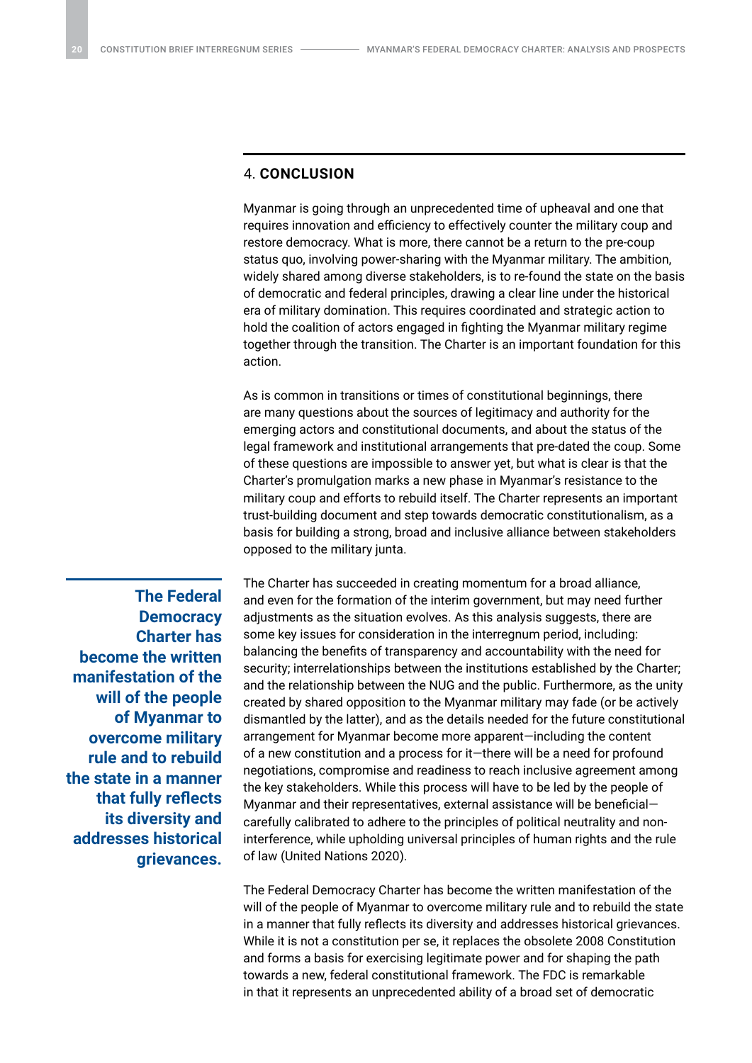## 4. CONCLUSION

Myanmar is going through an unprecedented time of upheaval and one that requires innovation and efficiency to effectively counter the military coup and restore democracy. What is more, there cannot be a return to the pre-coup status quo, involving power-sharing with the Myanmar military. The ambition, widely shared among diverse stakeholders, is to re-found the state on the basis of democratic and federal principles, drawing a clear line under the historical era of military domination. This requires coordinated and strategic action to hold the coalition of actors engaged in fighting the Myanmar military regime together through the transition. The Charter is an important foundation for this action.

As is common in transitions or times of constitutional beginnings, there are many questions about the sources of legitimacy and authority for the emerging actors and constitutional documents, and about the status of the legal framework and institutional arrangements that pre-dated the coup. Some of these questions are impossible to answer yet, but what is clear is that the Charter's promulgation marks a new phase in Myanmar's resistance to the military coup and efforts to rebuild itself. The Charter represents an important trust-building document and step towards democratic constitutionalism, as a basis for building a strong, broad and inclusive alliance between stakeholders opposed to the military junta.

**The Federal Democracy Charter has become the written manifestation of the will of the people of Myanmar to overcome military rule and to rebuild the state in a manner that fully reflects its diversity and addresses historical grievances.**

The Charter has succeeded in creating momentum for a broad alliance, and even for the formation of the interim government, but may need further adjustments as the situation evolves. As this analysis suggests, there are some key issues for consideration in the interregnum period, including: balancing the benefits of transparency and accountability with the need for security; interrelationships between the institutions established by the Charter; and the relationship between the NUG and the public. Furthermore, as the unity created by shared opposition to the Myanmar military may fade (or be actively dismantled by the latter), and as the details needed for the future constitutional arrangement for Myanmar become more apparent—including the content of a new constitution and a process for it—there will be a need for profound negotiations, compromise and readiness to reach inclusive agreement among the key stakeholders. While this process will have to be led by the people of Myanmar and their representatives, external assistance will be beneficial—carefully calibrated to adhere to the principles of political neutrality and non-interference, while upholding universal principles of human rights and the rule of law (United Nations 2020).

The Federal Democracy Charter has become the written manifestation of the will of the people of Myanmar to overcome military rule and to rebuild the state in a manner that fully reflects its diversity and addresses historical grievances. While it is not a constitution per se, it replaces the obsolete 2008 Constitution and forms a basis for exercising legitimate power and for shaping the path towards a new, federal constitutional framework. The FDC is remarkable in that it represents an unprecedented ability of a broad set of democratic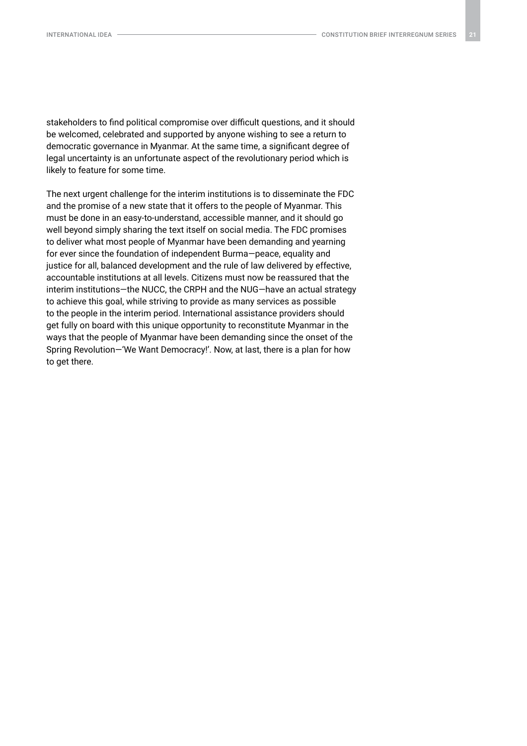stakeholders to find political compromise over difficult questions, and it should be welcomed, celebrated and supported by anyone wishing to see a return to democratic governance in Myanmar. At the same time, a significant degree of legal uncertainty is an unfortunate aspect of the revolutionary period which is likely to feature for some time.

The next urgent challenge for the interim institutions is to disseminate the FDC and the promise of a new state that it offers to the people of Myanmar. This must be done in an easy-to-understand, accessible manner, and it should go well beyond simply sharing the text itself on social media. The FDC promises to deliver what most people of Myanmar have been demanding and yearning for ever since the foundation of independent Burma—peace, equality and justice for all, balanced development and the rule of law delivered by effective, accountable institutions at all levels. Citizens must now be reassured that the interim institutions—the NUCC, the CRPH and the NUG—have an actual strategy to achieve this goal, while striving to provide as many services as possible to the people in the interim period. International assistance providers should get fully on board with this unique opportunity to reconstitute Myanmar in the ways that the people of Myanmar have been demanding since the onset of the Spring Revolution—'We Want Democracy!'. Now, at last, there is a plan for how to get there.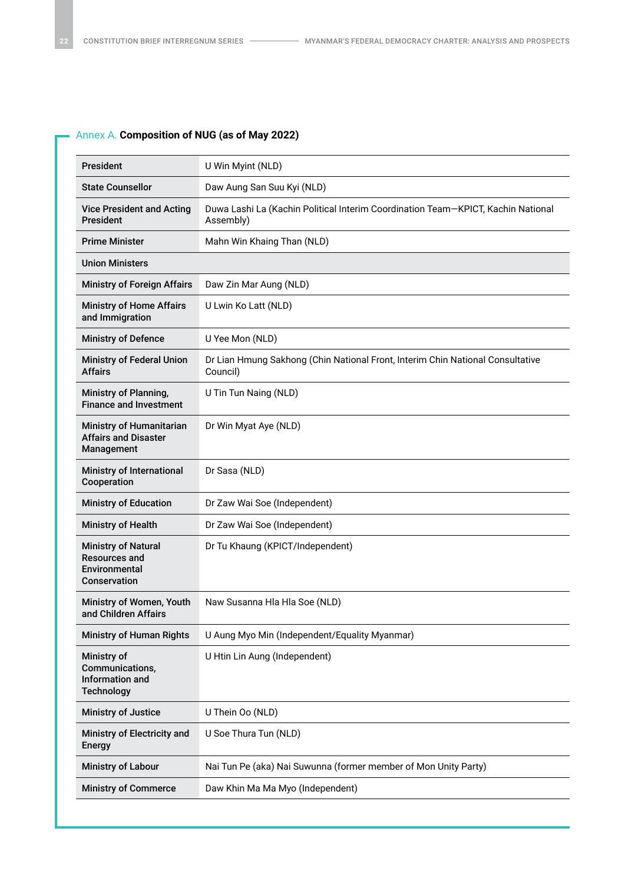### Annex A. **Composition of NUG (as of May 2022)**

| | |
|---|---|
| **President** | U Win Myint (NLD) |
| **State Counsellor** | Daw Aung San Suu Kyi (NLD) |
| **Vice President and Acting President** | Duwa Lashi La (Kachin Political Interim Coordination Team—KPICT, Kachin National Assembly) |
| **Prime Minister** | Mahn Win Khaing Than (NLD) |
| **Union Ministers** | |
| **Ministry of Foreign Affairs** | Daw Zin Mar Aung (NLD) |
| **Ministry of Home Affairs and Immigration** | U Lwin Ko Latt (NLD) |
| **Ministry of Defence** | U Yee Mon (NLD) |
| **Ministry of Federal Union Affairs** | Dr Lian Hmung Sakhong (Chin National Front, Interim Chin National Consultative Council) |
| **Ministry of Planning, Finance and Investment** | U Tin Tun Naing (NLD) |
| **Ministry of Humanitarian Affairs and Disaster Management** | Dr Win Myat Aye (NLD) |
| **Ministry of International Cooperation** | Dr Sasa (NLD) |
| **Ministry of Education** | Dr Zaw Wai Soe (Independent) |
| **Ministry of Health** | Dr Zaw Wai Soe (Independent) |
| **Ministry of Natural Resources and Environmental Conservation** | Dr Tu Khaung (KPICT/Independent) |
| **Ministry of Women, Youth and Children Affairs** | Naw Susanna Hla Hla Soe (NLD) |
| **Ministry of Human Rights** | U Aung Myo Min (Independent/Equality Myanmar) |
| **Ministry of Communications, Information and Technology** | U Htin Lin Aung (Independent) |
| **Ministry of Justice** | U Thein Oo (NLD) |
| **Ministry of Electricity and Energy** | U Soe Thura Tun (NLD) |
| **Ministry of Labour** | Nai Tun Pe (aka) Nai Suwunna (former member of Mon Unity Party) |
| **Ministry of Commerce** | Daw Khin Ma Ma Myo (Independent) |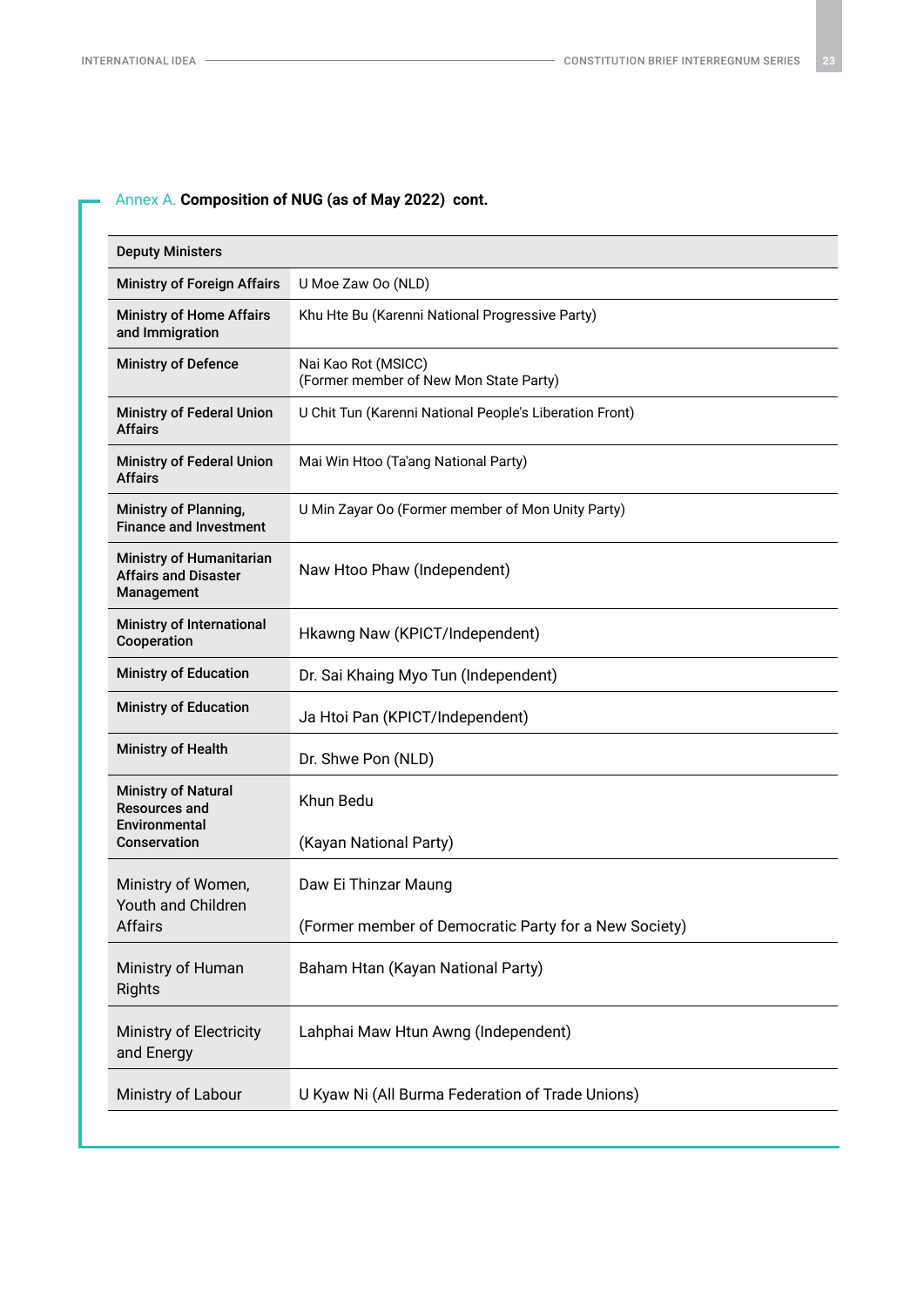Annex A. **Composition of NUG (as of May 2022) cont.**

| Deputy Ministers | |
|---|---|
| **Ministry of Foreign Affairs** | U Moe Zaw Oo (NLD) |
| **Ministry of Home Affairs and Immigration** | Khu Hte Bu (Karenni National Progressive Party) |
| **Ministry of Defence** | Nai Kao Rot (MSICC) (Former member of New Mon State Party) |
| **Ministry of Federal Union Affairs** | U Chit Tun (Karenni National People's Liberation Front) |
| **Ministry of Federal Union Affairs** | Mai Win Htoo (Ta'ang National Party) |
| **Ministry of Planning, Finance and Investment** | U Min Zayar Oo (Former member of Mon Unity Party) |
| **Ministry of Humanitarian Affairs and Disaster Management** | Naw Htoo Phaw (Independent) |
| **Ministry of International Cooperation** | Hkawng Naw (KPICT/Independent) |
| **Ministry of Education** | Dr. Sai Khaing Myo Tun (Independent) |
| **Ministry of Education** | Ja Htoi Pan (KPICT/Independent) |
| **Ministry of Health** | Dr. Shwe Pon (NLD) |
| **Ministry of Natural Resources and Environmental Conservation** | Khun Bedu (Kayan National Party) |
| Ministry of Women, Youth and Children Affairs | Daw Ei Thinzar Maung (Former member of Democratic Party for a New Society) |
| Ministry of Human Rights | Baham Htan (Kayan National Party) |
| Ministry of Electricity and Energy | Lahphai Maw Htun Awng (Independent) |
| Ministry of Labour | U Kyaw Ni (All Burma Federation of Trade Unions) |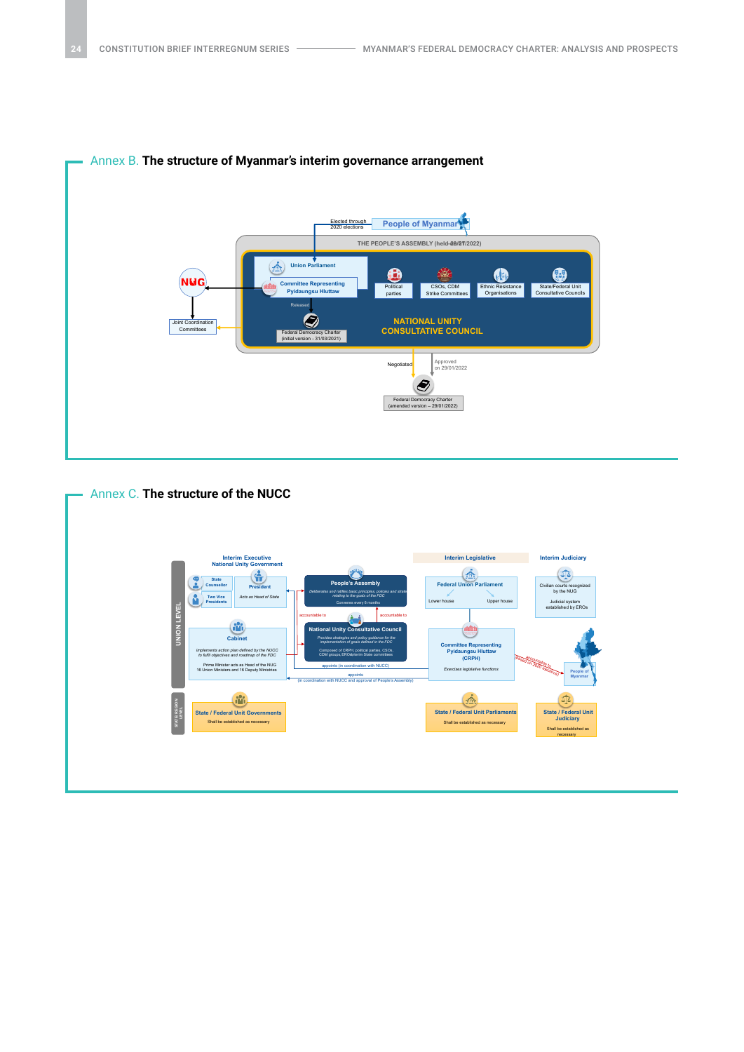## Annex B. The structure of Myanmar's interim governance arrangement

People of Myanmar

Elected through 2020 elections

THE PEOPLE'S ASSEMBLY (held 28/01/2022)

Union Parliament

Committee Representing Pyidaungsu Hluttaw

Released

Federal Democracy Charter (initial version - 31/03/2021)

Political parties

CSOs, CDM Strike Committees

Ethnic Resistance Organisations

State/Federal Unit Consultative Councils

NATIONAL UNITY CONSULTATIVE COUNCIL

NUG

Joint Coordination Committees

Negotiated

Approved on 29/01/2022

Federal Democracy Charter (amended version – 29/01/2022)

## Annex C. The structure of the NUCC

UNION LEVEL

Interim Executive
National Unity Government

State Counsellor

Two Vice Presidents

President

Acts as Head of State

Cabinet

Implements action plan defined by the NUCC to fulfil objectives and roadmap of the FDC

Prime Minister acts as Head of the NUG
16 Union Ministers and 16 Deputy Ministers

People's Assembly

Deliberates and ratifies basic principles, policies and strategies relating to the goals of the FDC

Convenes every 6 months

accountable to

accountable to

National Unity Consultative Council

Provides strategies and policy guidance for the implementation of goals defined in the FDC

Composed of CRPH, political parties, CSOs, CDM groups, EROs, interim State committees

appoints (in coordination with NUCC)

appoints (in coordination with NUCC and approval of People's Assembly)

Interim Legislative

Federal Union Parliament

Lower house

Upper house

Committee Representing Pyidaungsu Hluttaw (CRPH)

Exercises legislative functions

accountable to (based on 2020 elections)

Interim Judiciary

Civilian courts recognized by the NUG

Judicial system established by EROs

People of Myanmar

STATE/REGION LEVEL

State / Federal Unit Governments

Shall be established as necessary

State / Federal Unit Parliaments

Shall be established as necessary

State / Federal Unit Judiciary

Shall be established as necessary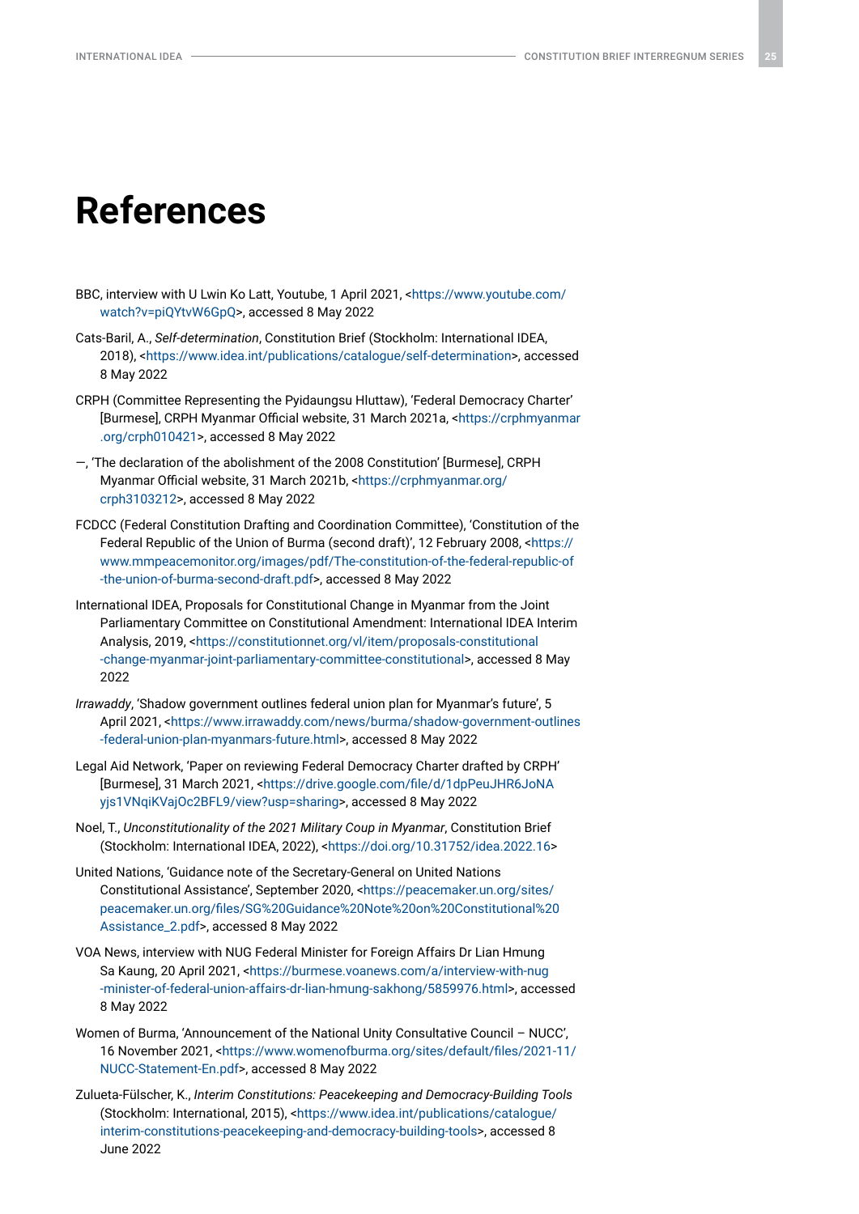# References

BBC, interview with U Lwin Ko Latt, Youtube, 1 April 2021, <https://www.youtube.com/watch?v=piQYtvW6GpQ>, accessed 8 May 2022

Cats-Baril, A., *Self-determination*, Constitution Brief (Stockholm: International IDEA, 2018), <https://www.idea.int/publications/catalogue/self-determination>, accessed 8 May 2022

CRPH (Committee Representing the Pyidaungsu Hluttaw), 'Federal Democracy Charter' [Burmese], CRPH Myanmar Official website, 31 March 2021a, <https://crphmyanmar.org/crph010421>, accessed 8 May 2022

—, 'The declaration of the abolishment of the 2008 Constitution' [Burmese], CRPH Myanmar Official website, 31 March 2021b, <https://crphmyanmar.org/crph3103212>, accessed 8 May 2022

FCDCC (Federal Constitution Drafting and Coordination Committee), 'Constitution of the Federal Republic of the Union of Burma (second draft)', 12 February 2008, <https://www.mmpeacemonitor.org/images/pdf/The-constitution-of-the-federal-republic-of-the-union-of-burma-second-draft.pdf>, accessed 8 May 2022

International IDEA, Proposals for Constitutional Change in Myanmar from the Joint Parliamentary Committee on Constitutional Amendment: International IDEA Interim Analysis, 2019, <https://constitutionnet.org/vl/item/proposals-constitutional-change-myanmar-joint-parliamentary-committee-constitutional>, accessed 8 May 2022

*Irrawaddy*, 'Shadow government outlines federal union plan for Myanmar's future', 5 April 2021, <https://www.irrawaddy.com/news/burma/shadow-government-outlines-federal-union-plan-myanmars-future.html>, accessed 8 May 2022

Legal Aid Network, 'Paper on reviewing Federal Democracy Charter drafted by CRPH' [Burmese], 31 March 2021, <https://drive.google.com/file/d/1dpPeuJHR6JoNAyjs1VNqiKVajOc2BFL9/view?usp=sharing>, accessed 8 May 2022

Noel, T., *Unconstitutionality of the 2021 Military Coup in Myanmar*, Constitution Brief (Stockholm: International IDEA, 2022), <https://doi.org/10.31752/idea.2022.16>

United Nations, 'Guidance note of the Secretary-General on United Nations Constitutional Assistance', September 2020, <https://peacemaker.un.org/sites/peacemaker.un.org/files/SG%20Guidance%20Note%20on%20Constitutional%20Assistance_2.pdf>, accessed 8 May 2022

VOA News, interview with NUG Federal Minister for Foreign Affairs Dr Lian Hmung Sa Kaung, 20 April 2021, <https://burmese.voanews.com/a/interview-with-nug-minister-of-federal-union-affairs-dr-lian-hmung-sakhong/5859976.html>, accessed 8 May 2022

Women of Burma, 'Announcement of the National Unity Consultative Council – NUCC', 16 November 2021, <https://www.womenofburma.org/sites/default/files/2021-11/NUCC-Statement-En.pdf>, accessed 8 May 2022

Zulueta-Fülscher, K., *Interim Constitutions: Peacekeeping and Democracy-Building Tools* (Stockholm: International, 2015), <https://www.idea.int/publications/catalogue/interim-constitutions-peacekeeping-and-democracy-building-tools>, accessed 8 June 2022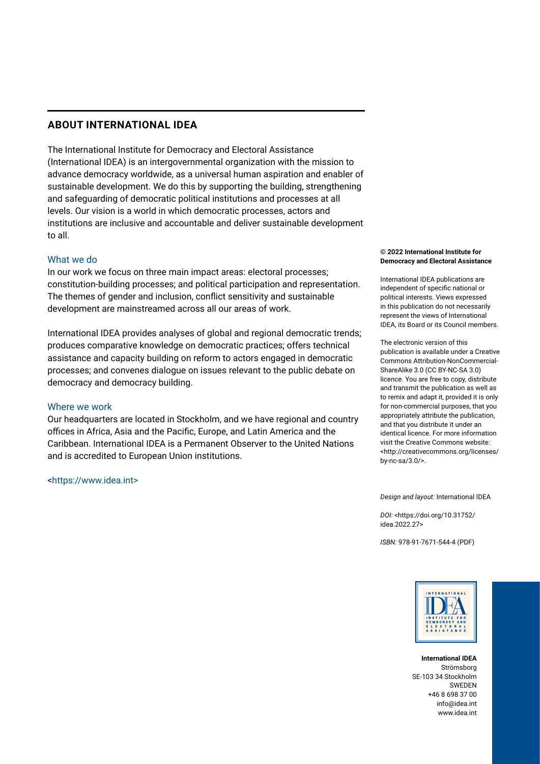## ABOUT INTERNATIONAL IDEA

The International Institute for Democracy and Electoral Assistance (International IDEA) is an intergovernmental organization with the mission to advance democracy worldwide, as a universal human aspiration and enabler of sustainable development. We do this by supporting the building, strengthening and safeguarding of democratic political institutions and processes at all levels. Our vision is a world in which democratic processes, actors and institutions are inclusive and accountable and deliver sustainable development to all.

### What we do

In our work we focus on three main impact areas: electoral processes; constitution-building processes; and political participation and representation. The themes of gender and inclusion, conflict sensitivity and sustainable development are mainstreamed across all our areas of work.

International IDEA provides analyses of global and regional democratic trends; produces comparative knowledge on democratic practices; offers technical assistance and capacity building on reform to actors engaged in democratic processes; and convenes dialogue on issues relevant to the public debate on democracy and democracy building.

### Where we work

Our headquarters are located in Stockholm, and we have regional and country offices in Africa, Asia and the Pacific, Europe, and Latin America and the Caribbean. International IDEA is a Permanent Observer to the United Nations and is accredited to European Union institutions.

<https://www.idea.int>

**© 2022 International Institute for Democracy and Electoral Assistance**

International IDEA publications are independent of specific national or political interests. Views expressed in this publication do not necessarily represent the views of International IDEA, its Board or its Council members.

The electronic version of this publication is available under a Creative Commons Attribution-NonCommercial-ShareAlike 3.0 (CC BY-NC-SA 3.0) licence. You are free to copy, distribute and transmit the publication as well as to remix and adapt it, provided it is only for non-commercial purposes, that you appropriately attribute the publication, and that you distribute it under an identical licence. For more information visit the Creative Commons website: <http://creativecommons.org/licenses/by-nc-sa/3.0/>.

*Design and layout:* International IDEA

*DOI:* <https://doi.org/10.31752/idea.2022.27>

*ISBN:* 978-91-7671-544-4 (PDF)

INTERNATIONAL IDEA INSTITUTE FOR DEMOCRACY AND ELECTORAL ASSISTANCE

**International IDEA**
Strömsborg
SE-103 34 Stockholm
SWEDEN
+46 8 698 37 00
info@idea.int
www.idea.int